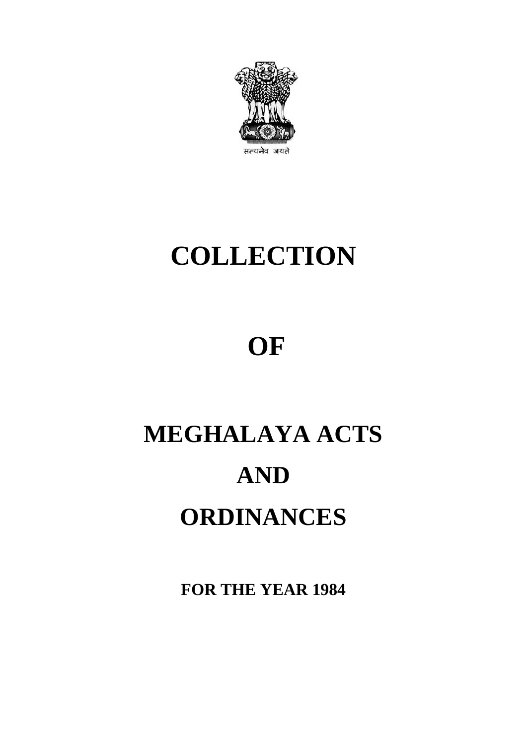सत्यमेव जयते

# COLLECTION

# OF

# MEGHALAYA ACTS

# AND

# ORDINANCES

**FOR THE YEAR 1984**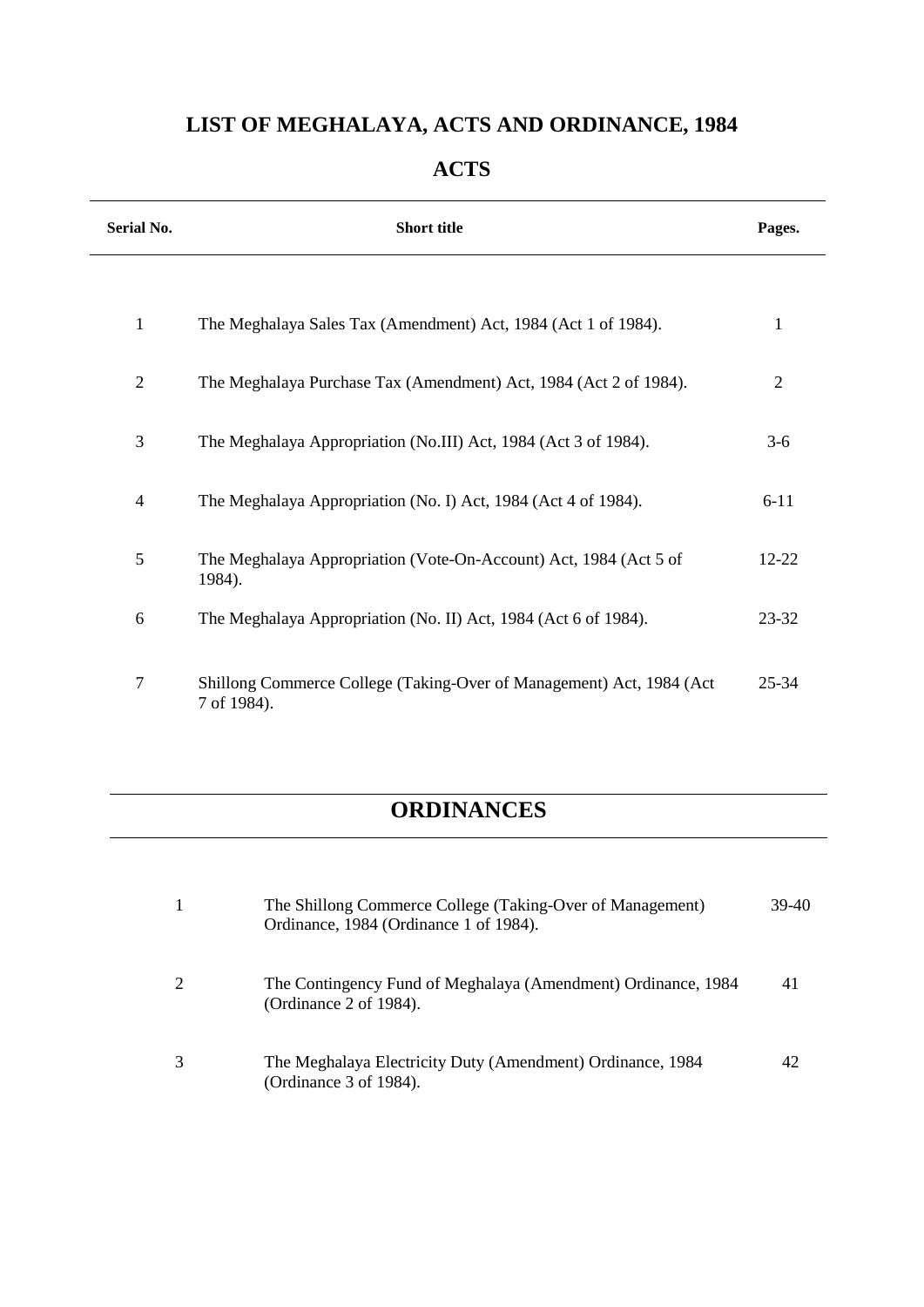# LIST OF MEGHALAYA, ACTS AND ORDINANCE, 1984

## ACTS

| Serial No. | Short title | Pages. |
|---|---|---|
| 1 | The Meghalaya Sales Tax (Amendment) Act, 1984 (Act 1 of 1984). | 1 |
| 2 | The Meghalaya Purchase Tax (Amendment) Act, 1984 (Act 2 of 1984). | 2 |
| 3 | The Meghalaya Appropriation (No.III) Act, 1984 (Act 3 of 1984). | 3-6 |
| 4 | The Meghalaya Appropriation (No. I) Act, 1984 (Act 4 of 1984). | 6-11 |
| 5 | The Meghalaya Appropriation (Vote-On-Account) Act, 1984 (Act 5 of 1984). | 12-22 |
| 6 | The Meghalaya Appropriation (No. II) Act, 1984 (Act 6 of 1984). | 23-32 |
| 7 | Shillong Commerce College (Taking-Over of Management) Act, 1984 (Act 7 of 1984). | 25-34 |

## ORDINANCES

| | | |
|---|---|---|
| 1 | The Shillong Commerce College (Taking-Over of Management) Ordinance, 1984 (Ordinance 1 of 1984). | 39-40 |
| 2 | The Contingency Fund of Meghalaya (Amendment) Ordinance, 1984 (Ordinance 2 of 1984). | 41 |
| 3 | The Meghalaya Electricity Duty (Amendment) Ordinance, 1984 (Ordinance 3 of 1984). | 42 |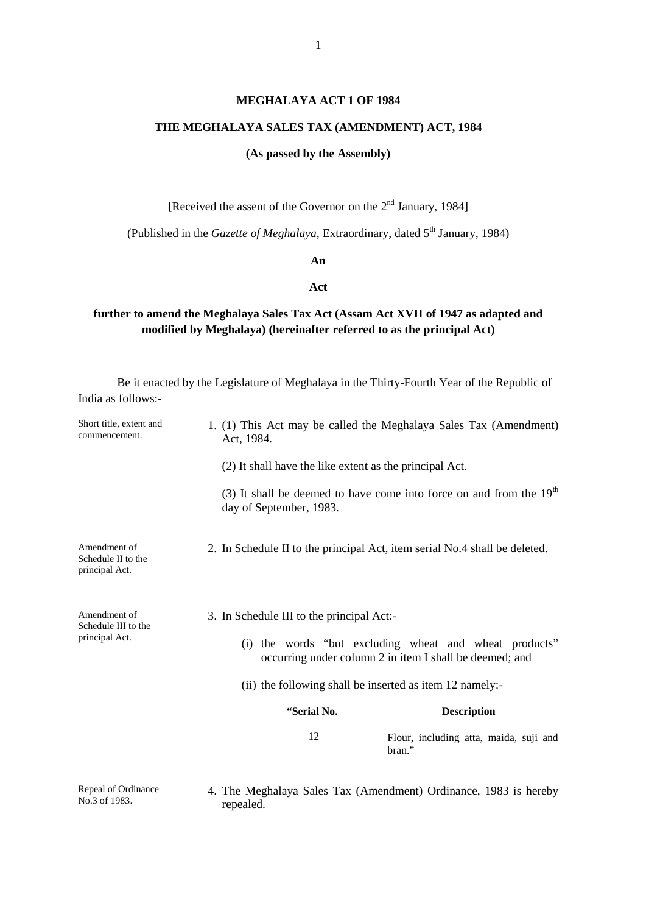# MEGHALAYA ACT 1 OF 1984

## THE MEGHALAYA SALES TAX (AMENDMENT) ACT, 1984

**(As passed by the Assembly)**

[Received the assent of the Governor on the 2nd January, 1984]

(Published in the *Gazette of Meghalaya*, Extraordinary, dated 5th January, 1984)

**An**

**Act**

**further to amend the Meghalaya Sales Tax Act (Assam Act XVII of 1947 as adapted and modified by Meghalaya) (hereinafter referred to as the principal Act)**

Be it enacted by the Legislature of Meghalaya in the Thirty-Fourth Year of the Republic of India as follows:-

Short title, extent and commencement.

1. (1) This Act may be called the Meghalaya Sales Tax (Amendment) Act, 1984.

   (2) It shall have the like extent as the principal Act.

   (3) It shall be deemed to have come into force on and from the 19th day of September, 1983.

Amendment of Schedule II to the principal Act.

2. In Schedule II to the principal Act, item serial No.4 shall be deleted.

Amendment of Schedule III to the principal Act.

3. In Schedule III to the principal Act:-

   (i) the words "but excluding wheat and wheat products" occurring under column 2 in item I shall be deemed; and

   (ii) the following shall be inserted as item 12 namely:-

| "Serial No. | Description |
|---|---|
| 12 | Flour, including atta, maida, suji and bran." |

Repeal of Ordinance No.3 of 1983.

4. The Meghalaya Sales Tax (Amendment) Ordinance, 1983 is hereby repealed.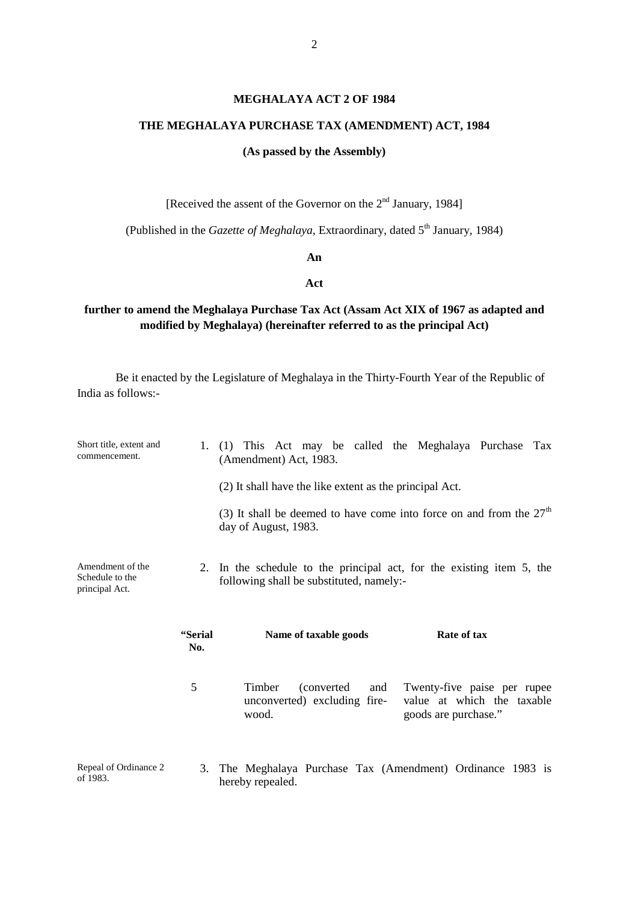## MEGHALAYA ACT 2 OF 1984

## THE MEGHALAYA PURCHASE TAX (AMENDMENT) ACT, 1984

**(As passed by the Assembly)**

[Received the assent of the Governor on the 2nd January, 1984]

(Published in the *Gazette of Meghalaya*, Extraordinary, dated 5th January, 1984)

**An**

**Act**

**further to amend the Meghalaya Purchase Tax Act (Assam Act XIX of 1967 as adapted and modified by Meghalaya) (hereinafter referred to as the principal Act)**

Be it enacted by the Legislature of Meghalaya in the Thirty-Fourth Year of the Republic of India as follows:-

Short title, extent and commencement.

1. (1) This Act may be called the Meghalaya Purchase Tax (Amendment) Act, 1983.

   (2) It shall have the like extent as the principal Act.

   (3) It shall be deemed to have come into force on and from the 27th day of August, 1983.

Amendment of the Schedule to the principal Act.

2. In the schedule to the principal act, for the existing item 5, the following shall be substituted, namely:-

| "Serial No. | Name of taxable goods | Rate of tax |
|---|---|---|
| 5 | Timber (converted and unconverted) excluding fire-wood. | Twenty-five paise per rupee value at which the taxable goods are purchase." |

Repeal of Ordinance 2 of 1983.

3. The Meghalaya Purchase Tax (Amendment) Ordinance 1983 is hereby repealed.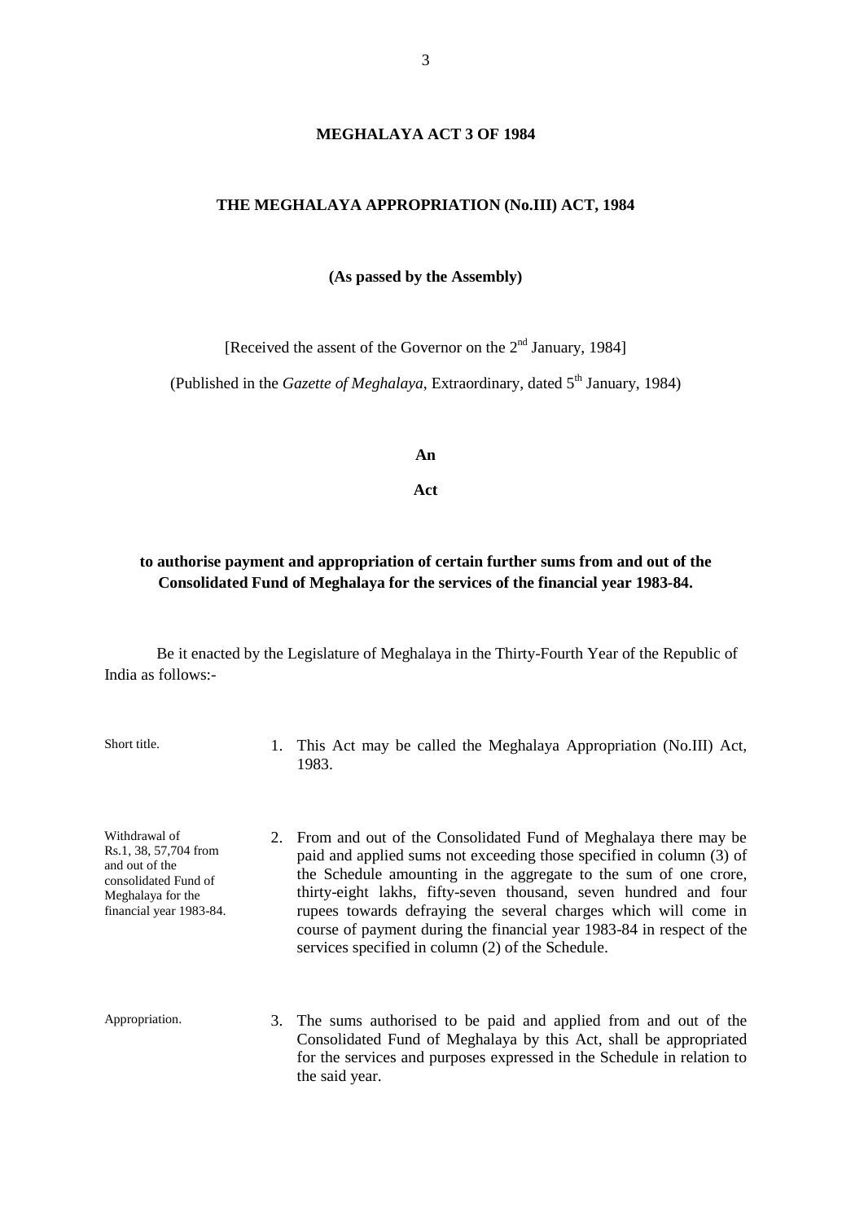# MEGHALAYA ACT 3 OF 1984

## THE MEGHALAYA APPROPRIATION (No.III) ACT, 1984

**(As passed by the Assembly)**

[Received the assent of the Governor on the 2nd January, 1984]

(Published in the *Gazette of Meghalaya*, Extraordinary, dated 5th January, 1984)

**An**

**Act**

**to authorise payment and appropriation of certain further sums from and out of the Consolidated Fund of Meghalaya for the services of the financial year 1983-84.**

Be it enacted by the Legislature of Meghalaya in the Thirty-Fourth Year of the Republic of India as follows:-

Short title.

1. This Act may be called the Meghalaya Appropriation (No.III) Act, 1983.

Withdrawal of Rs.1, 38, 57,704 from and out of the consolidated Fund of Meghalaya for the financial year 1983-84.

2. From and out of the Consolidated Fund of Meghalaya there may be paid and applied sums not exceeding those specified in column (3) of the Schedule amounting in the aggregate to the sum of one crore, thirty-eight lakhs, fifty-seven thousand, seven hundred and four rupees towards defraying the several charges which will come in course of payment during the financial year 1983-84 in respect of the services specified in column (2) of the Schedule.

Appropriation.

3. The sums authorised to be paid and applied from and out of the Consolidated Fund of Meghalaya by this Act, shall be appropriated for the services and purposes expressed in the Schedule in relation to the said year.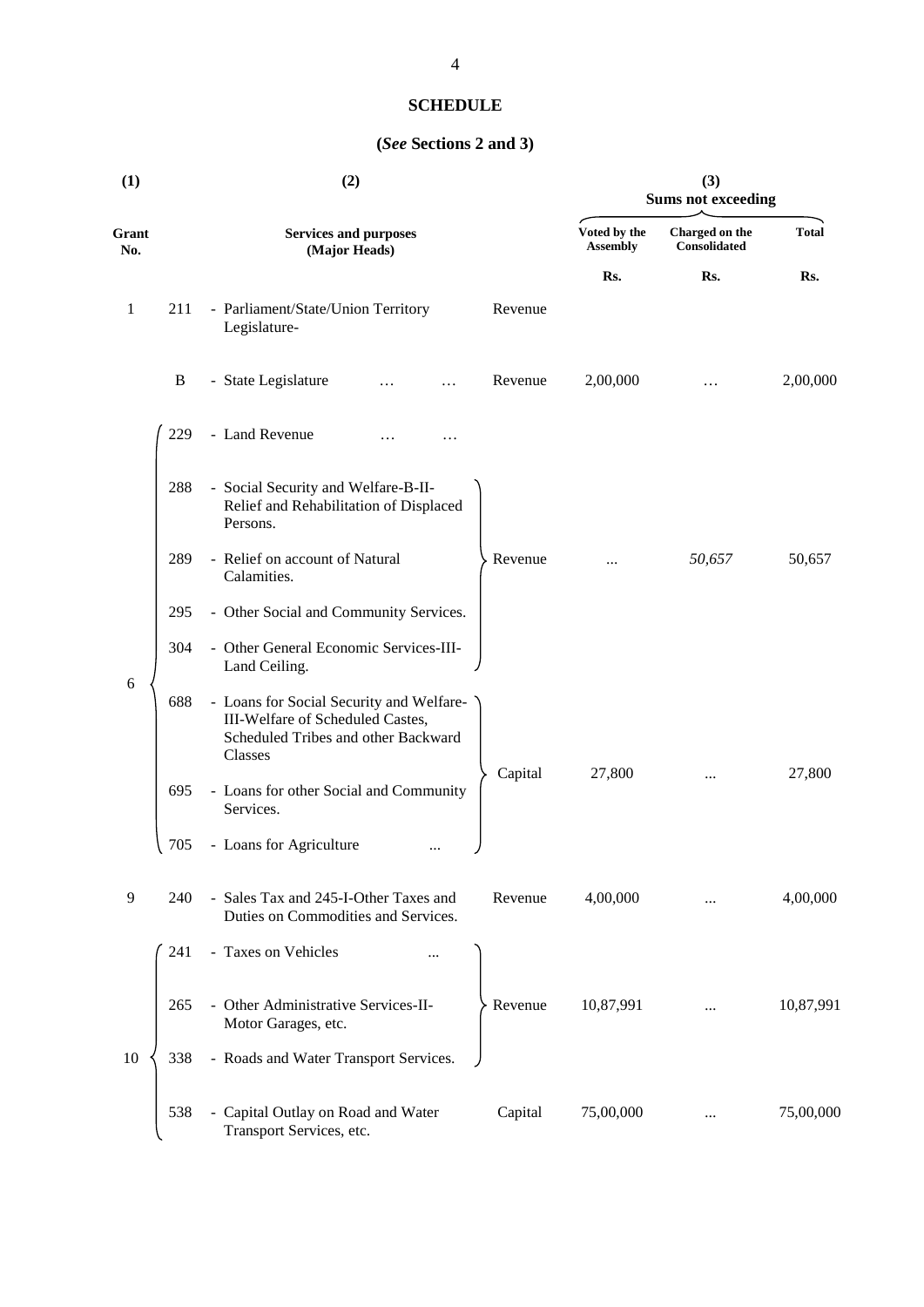## SCHEDULE

**(*See* Sections 2 and 3)**

| (1) | | (2) | | (3) Sums not exceeding | | |
|---|---|---|---|---|---|---|
| **Grant No.** | | **Services and purposes (Major Heads)** | | **Voted by the Assembly** | **Charged on the Consolidated** | **Total** |
| | | | | **Rs.** | **Rs.** | **Rs.** |
| 1 | 211 | - Parliament/State/Union Territory Legislature- | Revenue | | | |
| | B | - State Legislature … … | Revenue | 2,00,000 | … | 2,00,000 |
| 6 | 229 | - Land Revenue … … | | | | |
| | 288 | - Social Security and Welfare-B-II-Relief and Rehabilitation of Displaced Persons. | | | | |
| | 289 | - Relief on account of Natural Calamities. | Revenue | ... | *50,657* | 50,657 |
| | 295 | - Other Social and Community Services. | | | | |
| | 304 | - Other General Economic Services-III-Land Ceiling. | | | | |
| | 688 | - Loans for Social Security and Welfare-III-Welfare of Scheduled Castes, Scheduled Tribes and other Backward Classes | | | | |
| | 695 | - Loans for other Social and Community Services. | Capital | 27,800 | ... | 27,800 |
| | 705 | - Loans for Agriculture ... | | | | |
| 9 | 240 | - Sales Tax and 245-I-Other Taxes and Duties on Commodities and Services. | Revenue | 4,00,000 | ... | 4,00,000 |
| 10 | 241 | - Taxes on Vehicles ... | | | | |
| | 265 | - Other Administrative Services-II-Motor Garages, etc. | Revenue | 10,87,991 | ... | 10,87,991 |
| | 338 | - Roads and Water Transport Services. | | | | |
| | 538 | - Capital Outlay on Road and Water Transport Services, etc. | Capital | 75,00,000 | ... | 75,00,000 |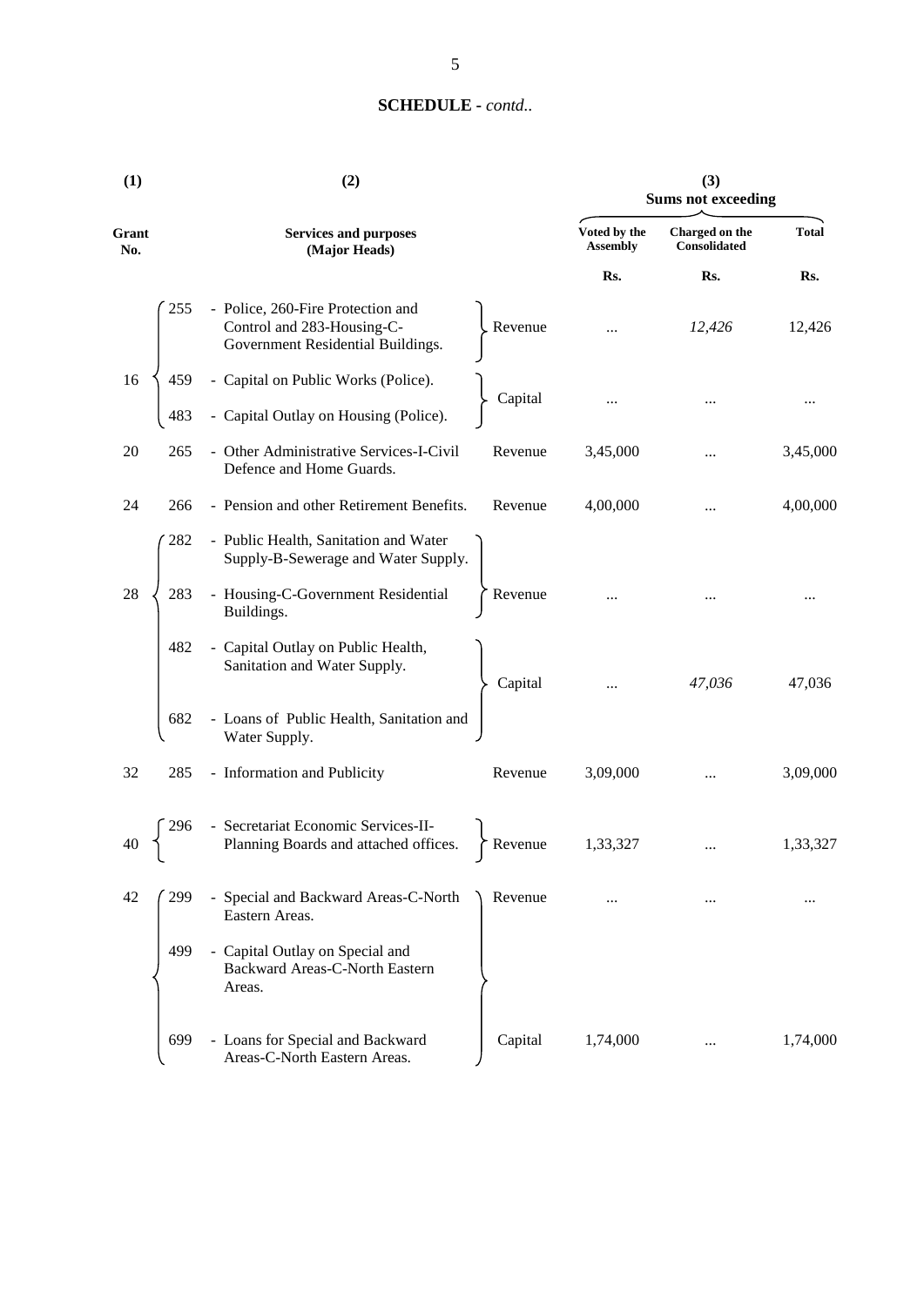## SCHEDULE - *contd..*

| (1) | (2) | | | (3) Sums not exceeding | | |
|---|---|---|---|---|---|---|
| Grant No. | Services and purposes (Major Heads) | | | Voted by the Assembly | Charged on the Consolidated | Total |
| | | | | Rs. | Rs. | Rs. |
| 16 | 255 | - Police, 260-Fire Protection and Control and 283-Housing-C-Government Residential Buildings. | Revenue | ... | *12,426* | 12,426 |
| | 459 | - Capital on Public Works (Police). | Capital | ... | ... | ... |
| | 483 | - Capital Outlay on Housing (Police). | | | | |
| 20 | 265 | - Other Administrative Services-I-Civil Defence and Home Guards. | Revenue | 3,45,000 | ... | 3,45,000 |
| 24 | 266 | - Pension and other Retirement Benefits. | Revenue | 4,00,000 | ... | 4,00,000 |
| 28 | 282 | - Public Health, Sanitation and Water Supply-B-Sewerage and Water Supply. | Revenue | ... | ... | ... |
| | 283 | - Housing-C-Government Residential Buildings. | | | | |
| | 482 | - Capital Outlay on Public Health, Sanitation and Water Supply. | Capital | ... | *47,036* | 47,036 |
| | 682 | - Loans of Public Health, Sanitation and Water Supply. | | | | |
| 32 | 285 | - Information and Publicity | Revenue | 3,09,000 | ... | 3,09,000 |
| 40 | 296 | - Secretariat Economic Services-II-Planning Boards and attached offices. | Revenue | 1,33,327 | ... | 1,33,327 |
| 42 | 299 | - Special and Backward Areas-C-North Eastern Areas. | Revenue | ... | ... | ... |
| | 499 | - Capital Outlay on Special and Backward Areas-C-North Eastern Areas. | Capital | 1,74,000 | ... | 1,74,000 |
| | 699 | - Loans for Special and Backward Areas-C-North Eastern Areas. | | | | |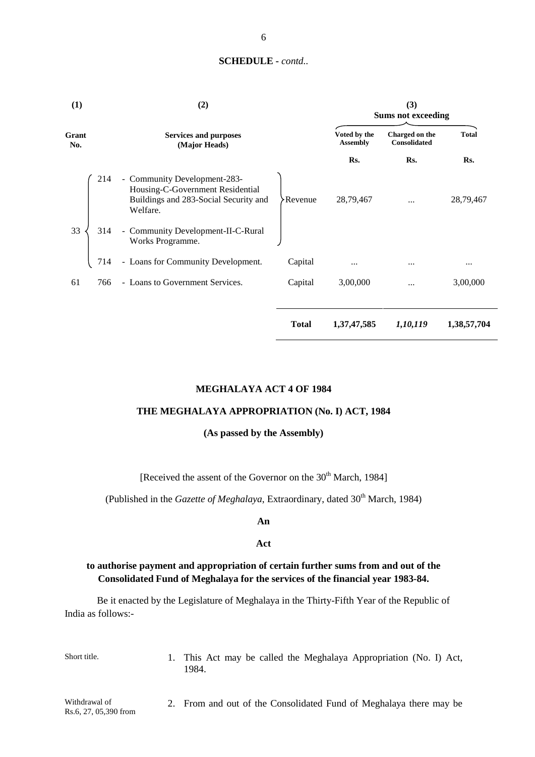**SCHEDULE** - *contd..*

| (1) | | (2) | | (3) Sums not exceeding | | |
|---|---|---|---|---|---|---|
| Grant No. | | Services and purposes (Major Heads) | | Voted by the Assembly | Charged on the Consolidated | Total |
| | | | | Rs. | Rs. | Rs. |
| 33 | 214 | - Community Development-283-Housing-C-Government Residential Buildings and 283-Social Security and Welfare. | Revenue | 28,79,467 | ... | 28,79,467 |
| | 314 | - Community Development-II-C-Rural Works Programme. | | | | |
| | 714 | - Loans for Community Development. | Capital | ... | ... | ... |
| 61 | 766 | - Loans to Government Services. | Capital | 3,00,000 | ... | 3,00,000 |
| | | | **Total** | **1,37,47,585** | ***1,10,119*** | **1,38,57,704** |

## MEGHALAYA ACT 4 OF 1984

## THE MEGHALAYA APPROPRIATION (No. I) ACT, 1984

**(As passed by the Assembly)**

[Received the assent of the Governor on the 30th March, 1984]

(Published in the *Gazette of Meghalaya*, Extraordinary, dated 30th March, 1984)

**An**

**Act**

**to authorise payment and appropriation of certain further sums from and out of the Consolidated Fund of Meghalaya for the services of the financial year 1983-84.**

Be it enacted by the Legislature of Meghalaya in the Thirty-Fifth Year of the Republic of India as follows:-

Short title.

1. This Act may be called the Meghalaya Appropriation (No. I) Act, 1984.

Withdrawal of Rs.6, 27, 05,390 from

2. From and out of the Consolidated Fund of Meghalaya there may be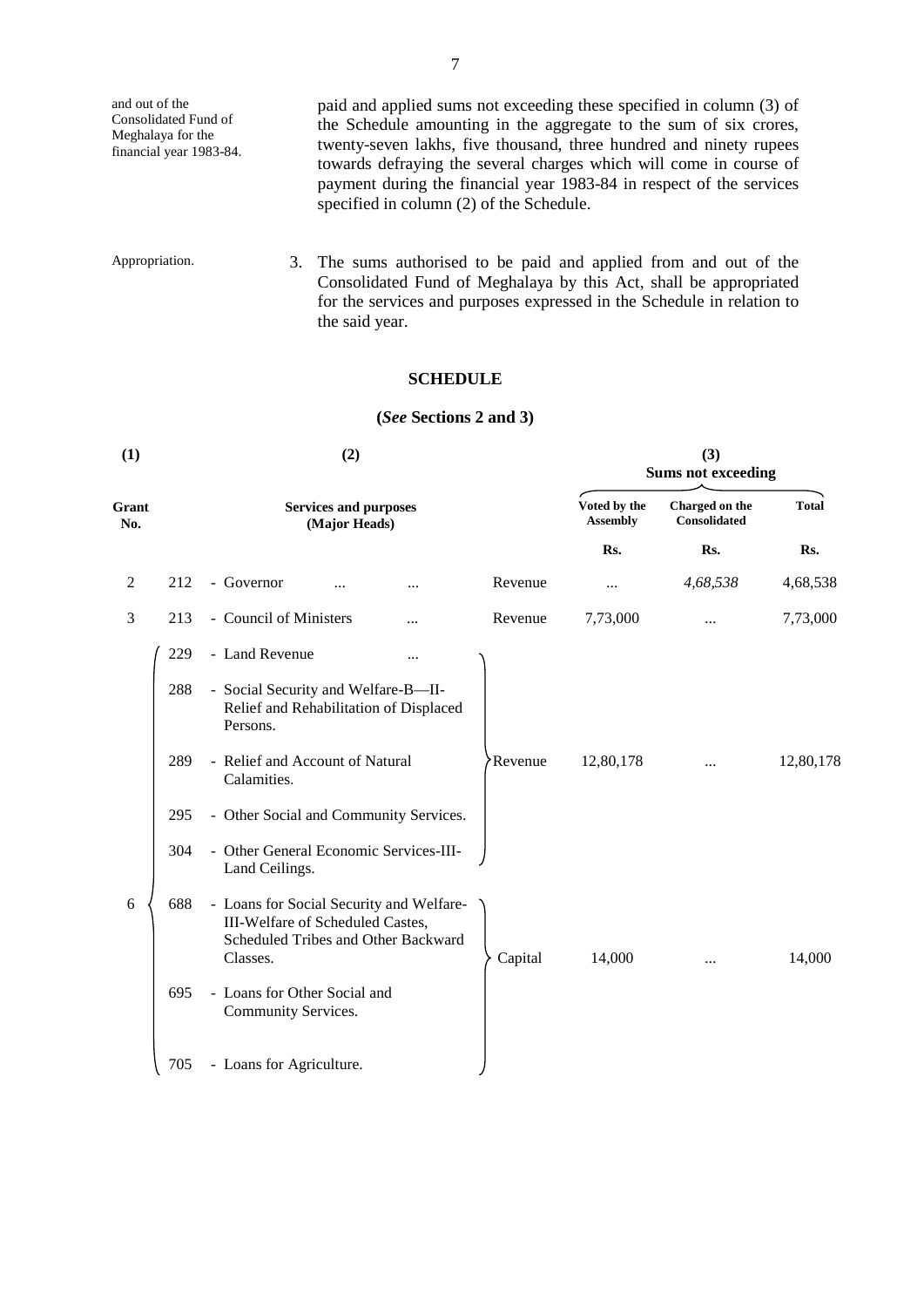and out of the Consolidated Fund of Meghalaya for the financial year 1983-84.

paid and applied sums not exceeding these specified in column (3) of the Schedule amounting in the aggregate to the sum of six crores, twenty-seven lakhs, five thousand, three hundred and ninety rupees towards defraying the several charges which will come in course of payment during the financial year 1983-84 in respect of the services specified in column (2) of the Schedule.

Appropriation.

3. The sums authorised to be paid and applied from and out of the Consolidated Fund of Meghalaya by this Act, shall be appropriated for the services and purposes expressed in the Schedule in relation to the said year.

## SCHEDULE

**(*See* Sections 2 and 3)**

| (1) | (2) | | | (3) Sums not exceeding | | |
|---|---|---|---|---|---|---|
| **Grant No.** | **Services and purposes (Major Heads)** | | | **Voted by the Assembly** | **Charged on the Consolidated** | **Total** |
| | | | | Rs. | Rs. | Rs. |
| 2 | 212 | - Governor ... ... | Revenue | ... | *4,68,538* | 4,68,538 |
| 3 | 213 | - Council of Ministers ... | Revenue | 7,73,000 | ... | 7,73,000 |
| 6 | 229 | - Land Revenue ... | Revenue | 12,80,178 | ... | 12,80,178 |
| | 288 | - Social Security and Welfare-B—II-Relief and Rehabilitation of Displaced Persons. | | | | |
| | 289 | - Relief and Account of Natural Calamities. | | | | |
| | 295 | - Other Social and Community Services. | | | | |
| | 304 | - Other General Economic Services-III-Land Ceilings. | | | | |
| | 688 | - Loans for Social Security and Welfare-III-Welfare of Scheduled Castes, Scheduled Tribes and Other Backward Classes. | Capital | 14,000 | ... | 14,000 |
| | 695 | - Loans for Other Social and Community Services. | | | | |
| | 705 | - Loans for Agriculture. | | | | |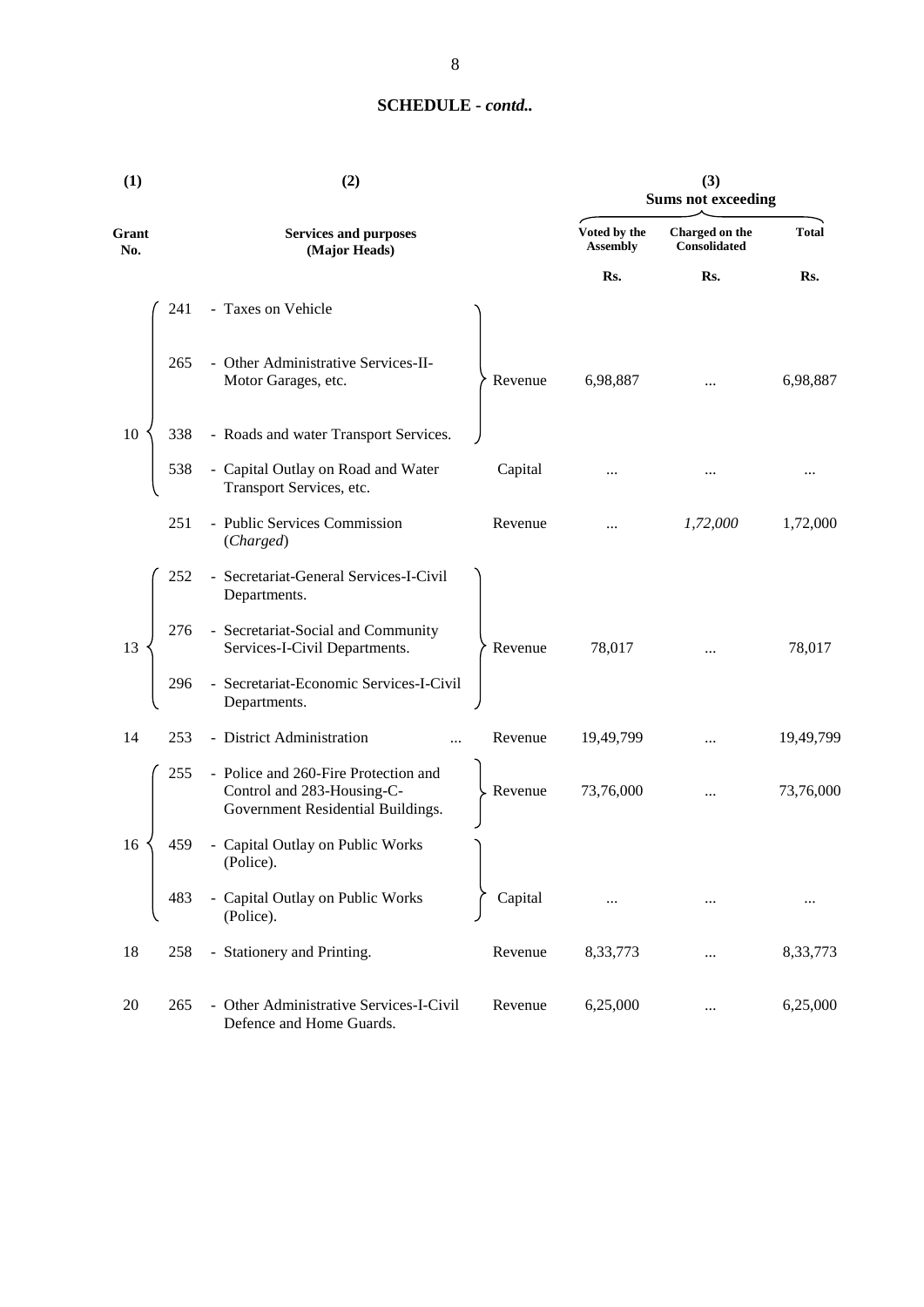## SCHEDULE - *contd..*

| (1) | (2) | | | (3) Sums not exceeding | | |
|---|---|---|---|---|---|---|
| Grant No. | | Services and purposes (Major Heads) | | Voted by the Assembly | Charged on the Consolidated | Total |
| | | | | Rs. | Rs. | Rs. |
| 10 | 241 | - Taxes on Vehicle | Revenue | 6,98,887 | ... | 6,98,887 |
| | 265 | - Other Administrative Services-II-Motor Garages, etc. | | | | |
| | 338 | - Roads and water Transport Services. | | | | |
| | 538 | - Capital Outlay on Road and Water Transport Services, etc. | Capital | ... | ... | ... |
| | 251 | - Public Services Commission (*Charged*) | Revenue | ... | *1,72,000* | 1,72,000 |
| 13 | 252 | - Secretariat-General Services-I-Civil Departments. | Revenue | 78,017 | ... | 78,017 |
| | 276 | - Secretariat-Social and Community Services-I-Civil Departments. | | | | |
| | 296 | - Secretariat-Economic Services-I-Civil Departments. | | | | |
| 14 | 253 | - District Administration ... | Revenue | 19,49,799 | ... | 19,49,799 |
| 16 | 255 | - Police and 260-Fire Protection and Control and 283-Housing-C-Government Residential Buildings. | Revenue | 73,76,000 | ... | 73,76,000 |
| | 459 | - Capital Outlay on Public Works (Police). | Capital | ... | ... | ... |
| | 483 | - Capital Outlay on Public Works (Police). | | | | |
| 18 | 258 | - Stationery and Printing. | Revenue | 8,33,773 | ... | 8,33,773 |
| 20 | 265 | - Other Administrative Services-I-Civil Defence and Home Guards. | Revenue | 6,25,000 | ... | 6,25,000 |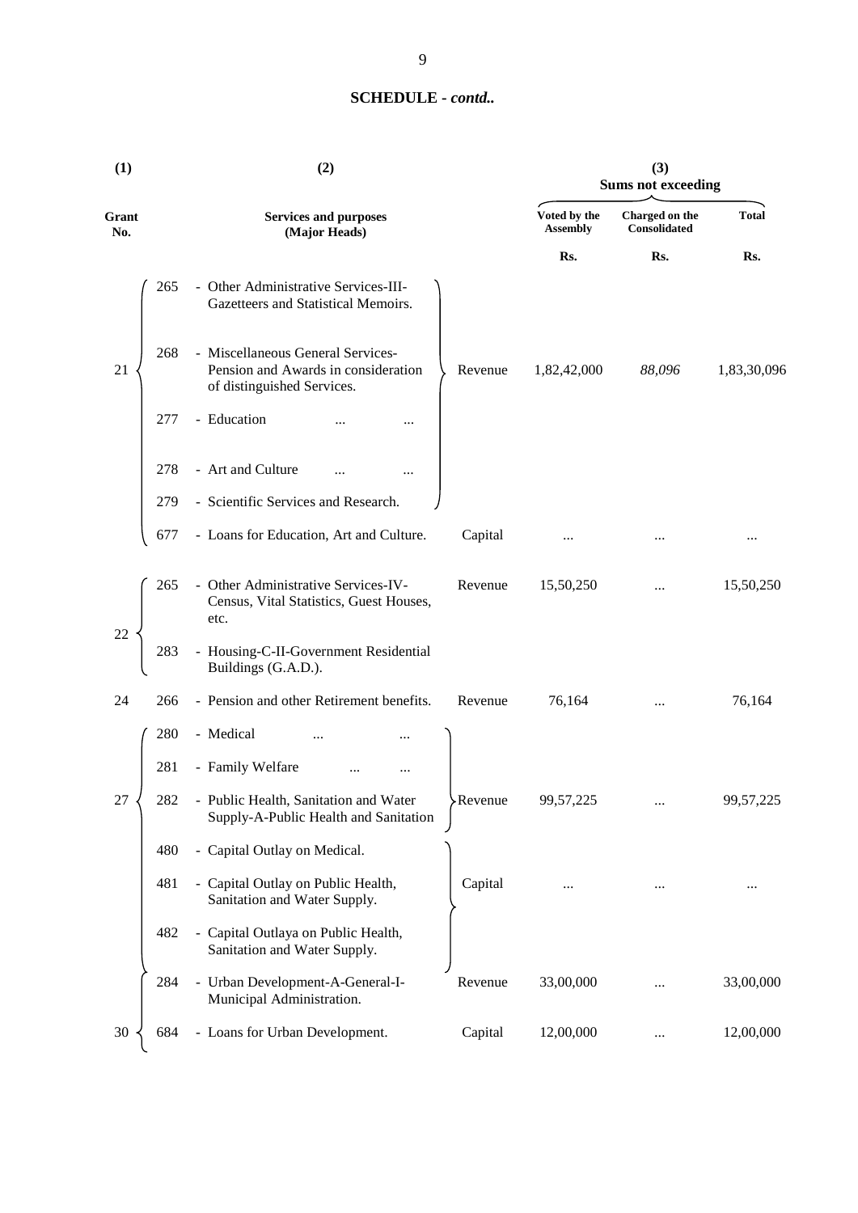**SCHEDULE - *contd..***

| (1) | (2) | | | (3) Sums not exceeding | | |
|---|---|---|---|---|---|---|
| Grant No. | | Services and purposes (Major Heads) | | Voted by the Assembly | Charged on the Consolidated | Total |
| | | | | Rs. | Rs. | Rs. |
| 21 | 265 | - Other Administrative Services-III-Gazetteers and Statistical Memoirs. | Revenue | 1,82,42,000 | *88,096* | 1,83,30,096 |
| | 268 | - Miscellaneous General Services-Pension and Awards in consideration of distinguished Services. | | | | |
| | 277 | - Education ... ... | | | | |
| | 278 | - Art and Culture ... ... | | | | |
| | 279 | - Scientific Services and Research. | | | | |
| | 677 | - Loans for Education, Art and Culture. | Capital | ... | ... | ... |
| 22 | 265 | - Other Administrative Services-IV-Census, Vital Statistics, Guest Houses, etc. | Revenue | 15,50,250 | ... | 15,50,250 |
| | 283 | - Housing-C-II-Government Residential Buildings (G.A.D.). | | | | |
| 24 | 266 | - Pension and other Retirement benefits. | Revenue | 76,164 | ... | 76,164 |
| 27 | 280 | - Medical ... ... | Revenue | 99,57,225 | ... | 99,57,225 |
| | 281 | - Family Welfare ... ... | | | | |
| | 282 | - Public Health, Sanitation and Water Supply-A-Public Health and Sanitation | | | | |
| | 480 | - Capital Outlay on Medical. | Capital | ... | ... | ... |
| | 481 | - Capital Outlay on Public Health, Sanitation and Water Supply. | | | | |
| | 482 | - Capital Outlaya on Public Health, Sanitation and Water Supply. | | | | |
| 30 | 284 | - Urban Development-A-General-I-Municipal Administration. | Revenue | 33,00,000 | ... | 33,00,000 |
| | 684 | - Loans for Urban Development. | Capital | 12,00,000 | ... | 12,00,000 |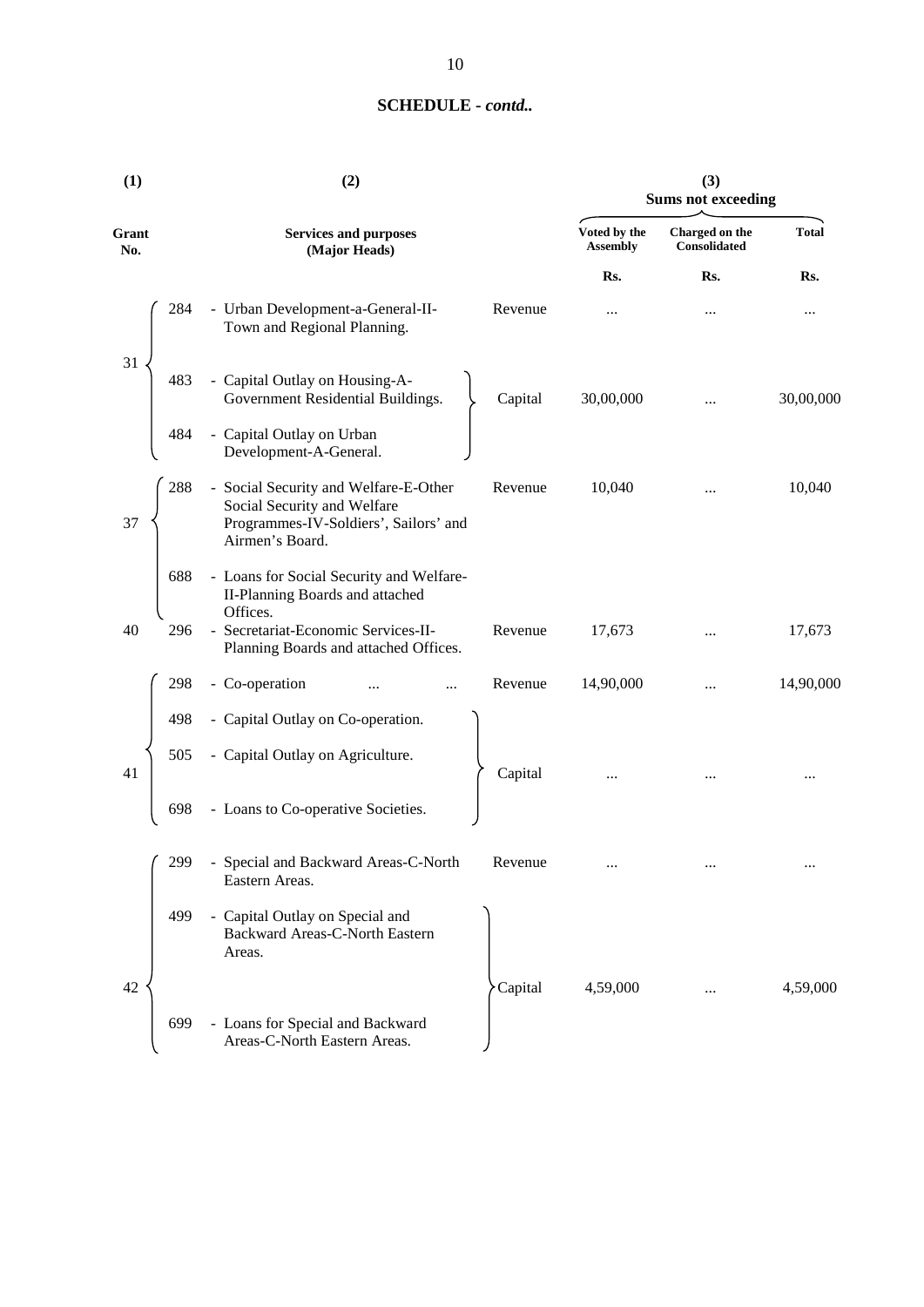## SCHEDULE - *contd..*

| (1) | | (2) | | (3) Sums not exceeding | | |
|---|---|---|---|---|---|---|
| Grant No. | | Services and purposes (Major Heads) | | Voted by the Assembly | Charged on the Consolidated | Total |
| | | | | Rs. | Rs. | Rs. |
| 31 | 284 | - Urban Development-a-General-II-Town and Regional Planning. | Revenue | ... | ... | ... |
| | 483 | - Capital Outlay on Housing-A-Government Residential Buildings. | Capital | 30,00,000 | ... | 30,00,000 |
| | 484 | - Capital Outlay on Urban Development-A-General. | | | | |
| 37 | 288 | - Social Security and Welfare-E-Other Social Security and Welfare Programmes-IV-Soldiers', Sailors' and Airmen's Board. | Revenue | 10,040 | ... | 10,040 |
| | 688 | - Loans for Social Security and Welfare-II-Planning Boards and attached Offices. | | | | |
| 40 | 296 | - Secretariat-Economic Services-II-Planning Boards and attached Offices. | Revenue | 17,673 | ... | 17,673 |
| 41 | 298 | - Co-operation ... ... | Revenue | 14,90,000 | ... | 14,90,000 |
| | 498 | - Capital Outlay on Co-operation. | Capital | ... | ... | ... |
| | 505 | - Capital Outlay on Agriculture. | | | | |
| | 698 | - Loans to Co-operative Societies. | | | | |
| 42 | 299 | - Special and Backward Areas-C-North Eastern Areas. | Revenue | ... | ... | ... |
| | 499 | - Capital Outlay on Special and Backward Areas-C-North Eastern Areas. | Capital | 4,59,000 | ... | 4,59,000 |
| | 699 | - Loans for Special and Backward Areas-C-North Eastern Areas. | | | | |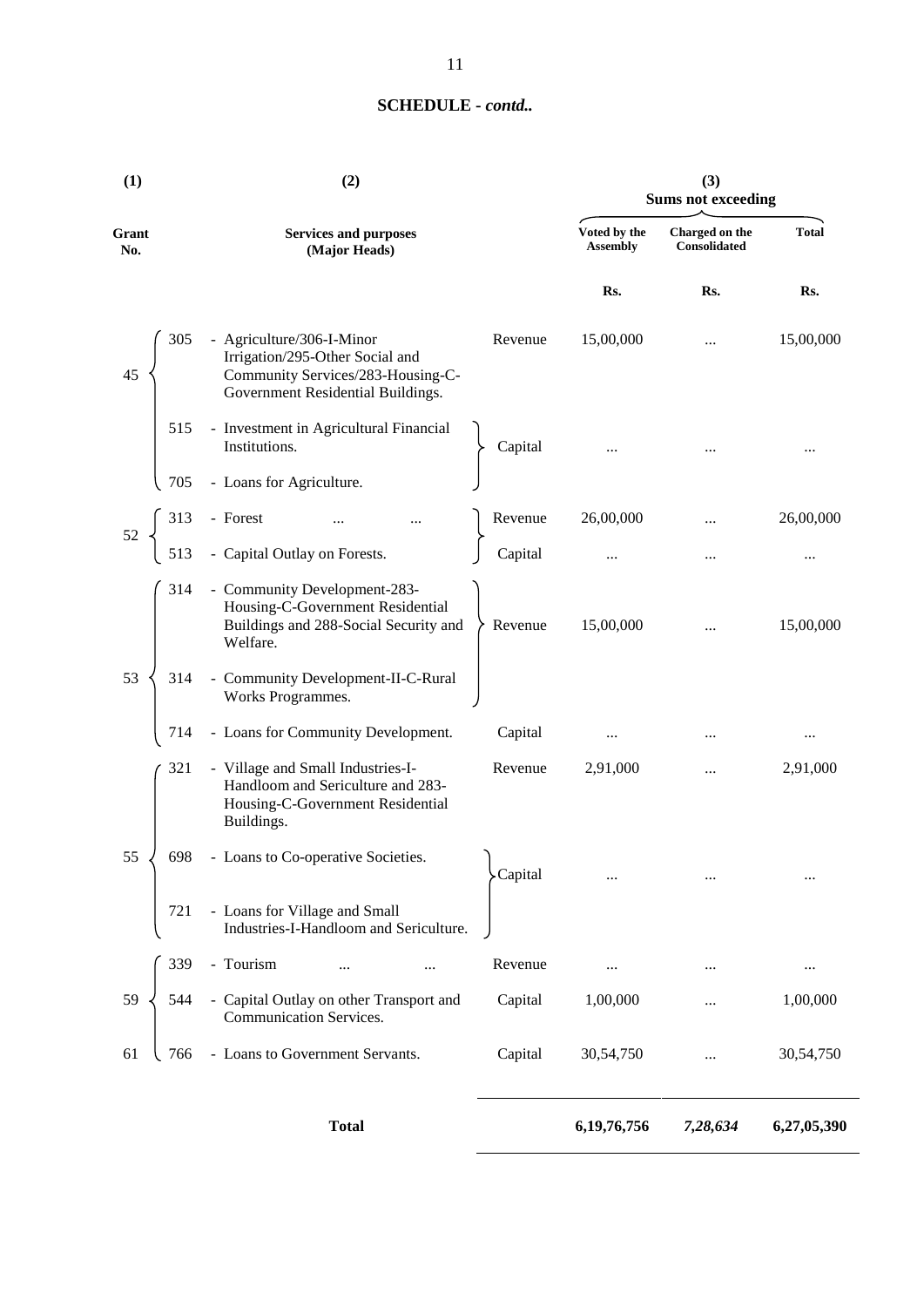## SCHEDULE - *contd..*

| (1) | | (2) | | (3) Sums not exceeding | | |
|---|---|---|---|---|---|---|
| Grant No. | | Services and purposes (Major Heads) | | Voted by the Assembly | Charged on the Consolidated | Total |
| | | | | Rs. | Rs. | Rs. |
| 45 | 305 | - Agriculture/306-I-Minor Irrigation/295-Other Social and Community Services/283-Housing-C-Government Residential Buildings. | Revenue | 15,00,000 | ... | 15,00,000 |
| | 515 | - Investment in Agricultural Financial Institutions. | Capital | ... | ... | ... |
| | 705 | - Loans for Agriculture. | | | | |
| 52 | 313 | - Forest ... ... | Revenue | 26,00,000 | ... | 26,00,000 |
| | 513 | - Capital Outlay on Forests. | Capital | ... | ... | ... |
| 53 | 314 | - Community Development-283-Housing-C-Government Residential Buildings and 288-Social Security and Welfare. | Revenue | 15,00,000 | ... | 15,00,000 |
| | 314 | - Community Development-II-C-Rural Works Programmes. | | | | |
| | 714 | - Loans for Community Development. | Capital | ... | ... | ... |
| 55 | 321 | - Village and Small Industries-I-Handloom and Sericulture and 283-Housing-C-Government Residential Buildings. | Revenue | 2,91,000 | ... | 2,91,000 |
| | 698 | - Loans to Co-operative Societies. | Capital | ... | ... | ... |
| | 721 | - Loans for Village and Small Industries-I-Handloom and Sericulture. | | | | |
| 59 | 339 | - Tourism ... ... | Revenue | ... | ... | ... |
| | 544 | - Capital Outlay on other Transport and Communication Services. | Capital | 1,00,000 | ... | 1,00,000 |
| 61 | 766 | - Loans to Government Servants. | Capital | 30,54,750 | ... | 30,54,750 |
| | | **Total** | | **6,19,76,756** | ***7,28,634*** | **6,27,05,390** |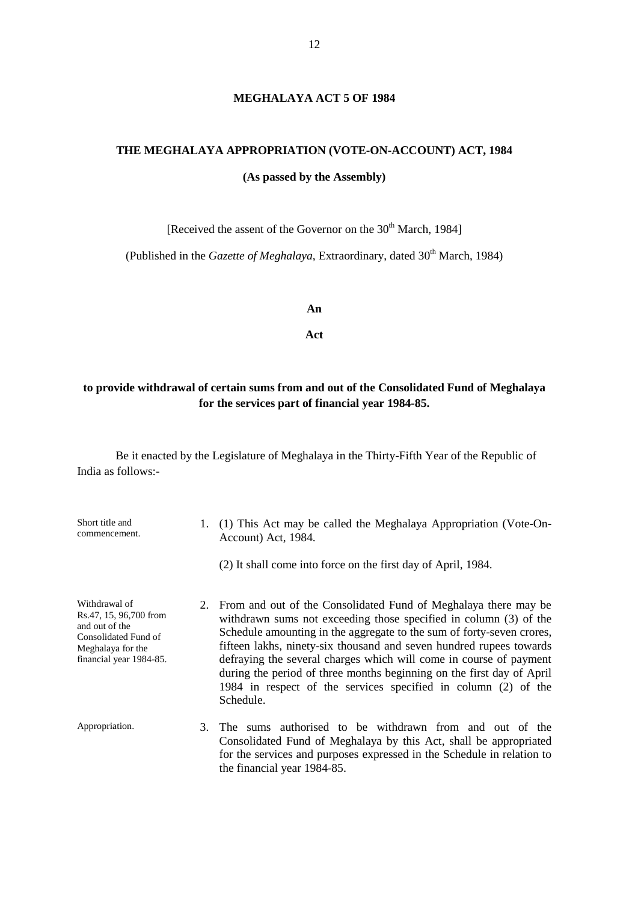# MEGHALAYA ACT 5 OF 1984

## THE MEGHALAYA APPROPRIATION (VOTE-ON-ACCOUNT) ACT, 1984

**(As passed by the Assembly)**

[Received the assent of the Governor on the 30th March, 1984]

(Published in the *Gazette of Meghalaya*, Extraordinary, dated 30th March, 1984)

**An**

**Act**

**to provide withdrawal of certain sums from and out of the Consolidated Fund of Meghalaya for the services part of financial year 1984-85.**

Be it enacted by the Legislature of Meghalaya in the Thirty-Fifth Year of the Republic of India as follows:-

Short title and commencement.

1. (1) This Act may be called the Meghalaya Appropriation (Vote-On-Account) Act, 1984.

   (2) It shall come into force on the first day of April, 1984.

Withdrawal of Rs.47, 15, 96,700 from and out of the Consolidated Fund of Meghalaya for the financial year 1984-85.

2. From and out of the Consolidated Fund of Meghalaya there may be withdrawn sums not exceeding those specified in column (3) of the Schedule amounting in the aggregate to the sum of forty-seven crores, fifteen lakhs, ninety-six thousand and seven hundred rupees towards defraying the several charges which will come in course of payment during the period of three months beginning on the first day of April 1984 in respect of the services specified in column (2) of the Schedule.

Appropriation.

3. The sums authorised to be withdrawn from and out of the Consolidated Fund of Meghalaya by this Act, shall be appropriated for the services and purposes expressed in the Schedule in relation to the financial year 1984-85.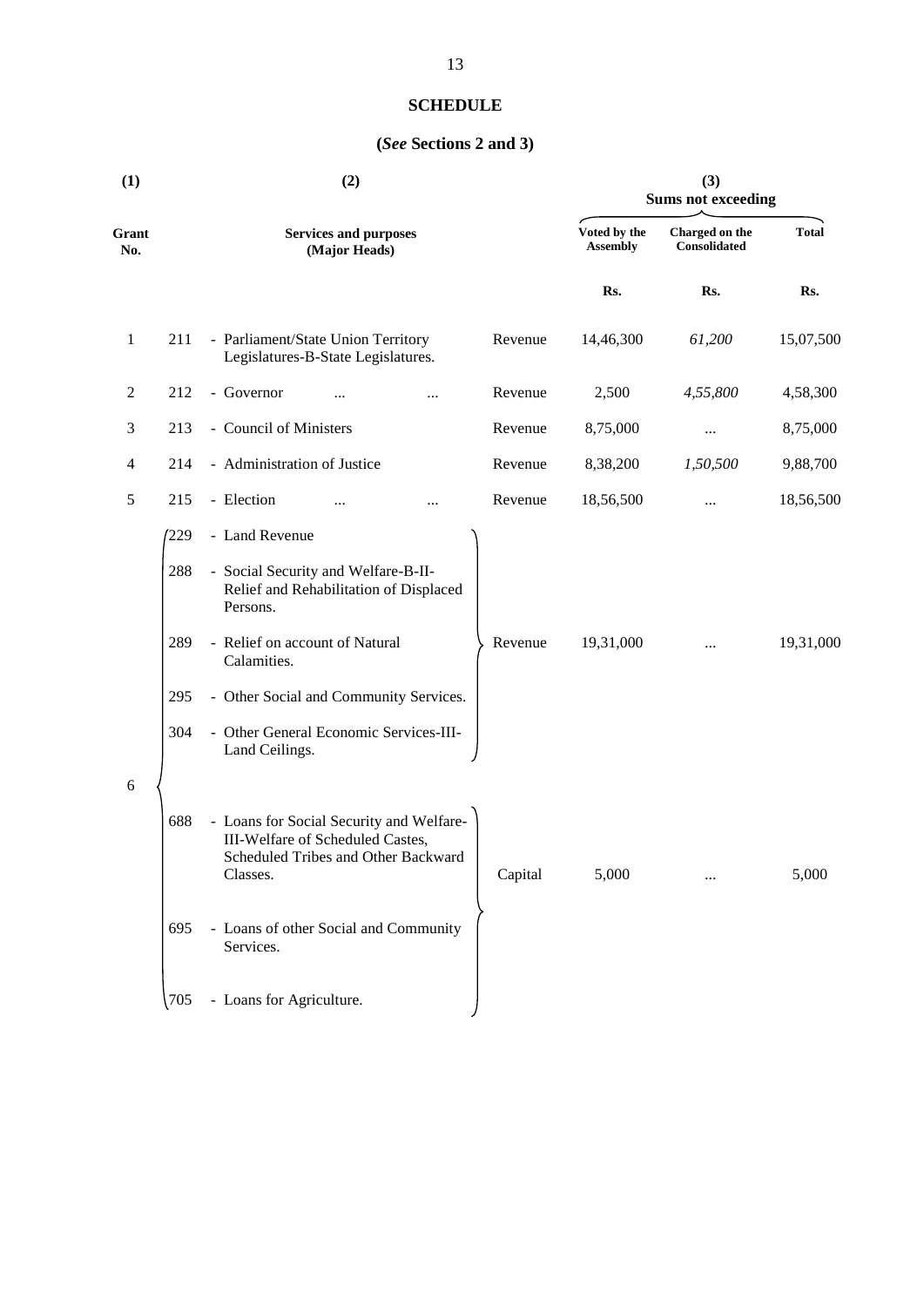# SCHEDULE

## (*See* Sections 2 and 3)

| (1) | | (2) | | (3) Sums not exceeding | | |
|---|---|---|---|---|---|---|
| Grant No. | | Services and purposes (Major Heads) | | Voted by the Assembly | Charged on the Consolidated | Total |
| | | | | Rs. | Rs. | Rs. |
| 1 | 211 | - Parliament/State Union Territory Legislatures-B-State Legislatures. | Revenue | 14,46,300 | *61,200* | 15,07,500 |
| 2 | 212 | - Governor ... ... | Revenue | 2,500 | *4,55,800* | 4,58,300 |
| 3 | 213 | - Council of Ministers | Revenue | 8,75,000 | ... | 8,75,000 |
| 4 | 214 | - Administration of Justice | Revenue | 8,38,200 | *1,50,500* | 9,88,700 |
| 5 | 215 | - Election ... ... | Revenue | 18,56,500 | ... | 18,56,500 |
| 6 | 229 | - Land Revenue | Revenue | 19,31,000 | ... | 19,31,000 |
| | 288 | - Social Security and Welfare-B-II-Relief and Rehabilitation of Displaced Persons. | | | | |
| | 289 | - Relief on account of Natural Calamities. | | | | |
| | 295 | - Other Social and Community Services. | | | | |
| | 304 | - Other General Economic Services-III-Land Ceilings. | | | | |
| | 688 | - Loans for Social Security and Welfare-III-Welfare of Scheduled Castes, Scheduled Tribes and Other Backward Classes. | Capital | 5,000 | ... | 5,000 |
| | 695 | - Loans of other Social and Community Services. | | | | |
| | 705 | - Loans for Agriculture. | | | | |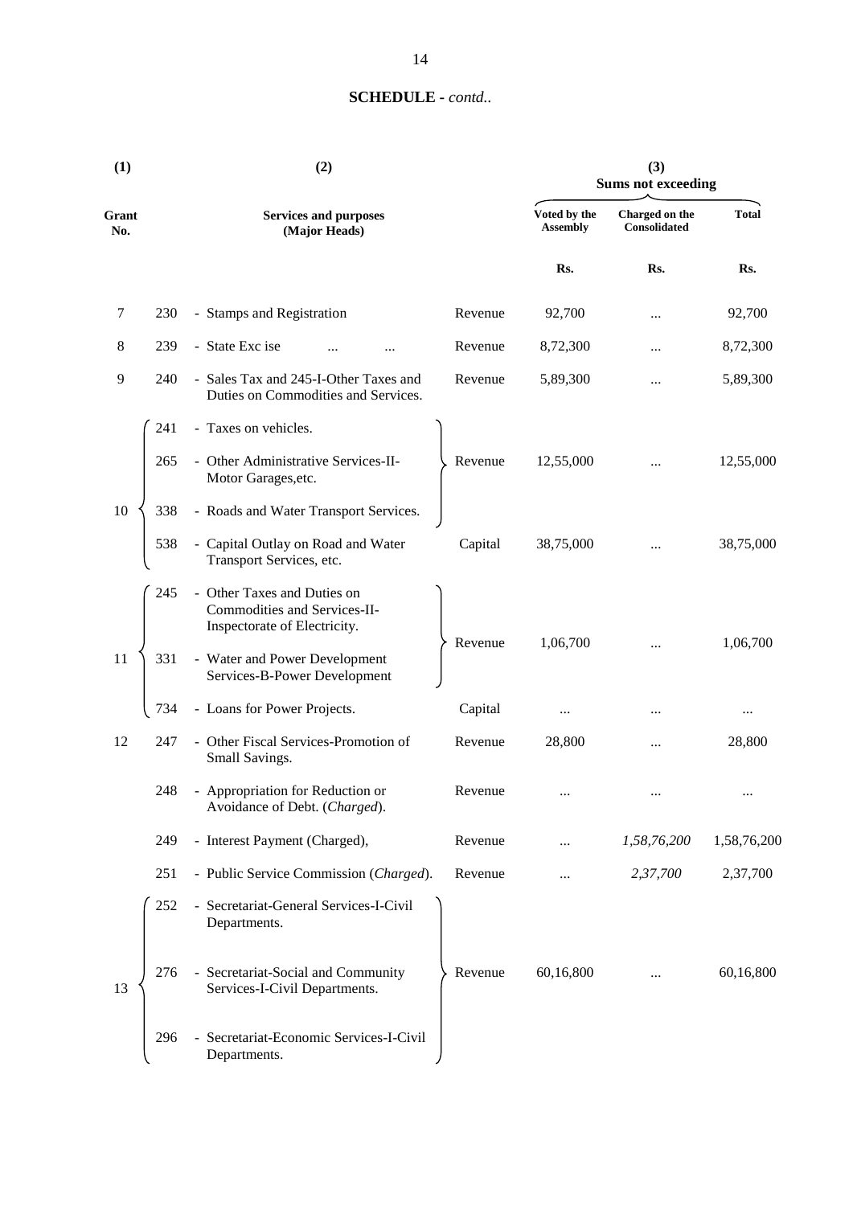## SCHEDULE - *contd..*

| (1) | | (2) | | (3) | | |
|---|---|---|---|---|---|---|
| | | | | Sums not exceeding | | |
| Grant No. | | Services and purposes (Major Heads) | | Voted by the Assembly | Charged on the Consolidated | Total |
| | | | | Rs. | Rs. | Rs. |
| 7 | 230 | - Stamps and Registration | Revenue | 92,700 | ... | 92,700 |
| 8 | 239 | - State Exc ise ... ... | Revenue | 8,72,300 | ... | 8,72,300 |
| 9 | 240 | - Sales Tax and 245-I-Other Taxes and Duties on Commodities and Services. | Revenue | 5,89,300 | ... | 5,89,300 |
| 10 | 241 | - Taxes on vehicles. | Revenue | 12,55,000 | ... | 12,55,000 |
| | 265 | - Other Administrative Services-II-Motor Garages,etc. | | | | |
| | 338 | - Roads and Water Transport Services. | | | | |
| | 538 | - Capital Outlay on Road and Water Transport Services, etc. | Capital | 38,75,000 | ... | 38,75,000 |
| 11 | 245 | - Other Taxes and Duties on Commodities and Services-II-Inspectorate of Electricity. | Revenue | 1,06,700 | ... | 1,06,700 |
| | 331 | - Water and Power Development Services-B-Power Development | | | | |
| | 734 | - Loans for Power Projects. | Capital | ... | ... | ... |
| 12 | 247 | - Other Fiscal Services-Promotion of Small Savings. | Revenue | 28,800 | ... | 28,800 |
| | 248 | - Appropriation for Reduction or Avoidance of Debt. (*Charged*). | Revenue | ... | ... | ... |
| | 249 | - Interest Payment (Charged), | Revenue | ... | *1,58,76,200* | 1,58,76,200 |
| | 251 | - Public Service Commission (*Charged*). | Revenue | ... | *2,37,700* | 2,37,700 |
| 13 | 252 | - Secretariat-General Services-I-Civil Departments. | Revenue | 60,16,800 | ... | 60,16,800 |
| | 276 | - Secretariat-Social and Community Services-I-Civil Departments. | | | | |
| | 296 | - Secretariat-Economic Services-I-Civil Departments. | | | | |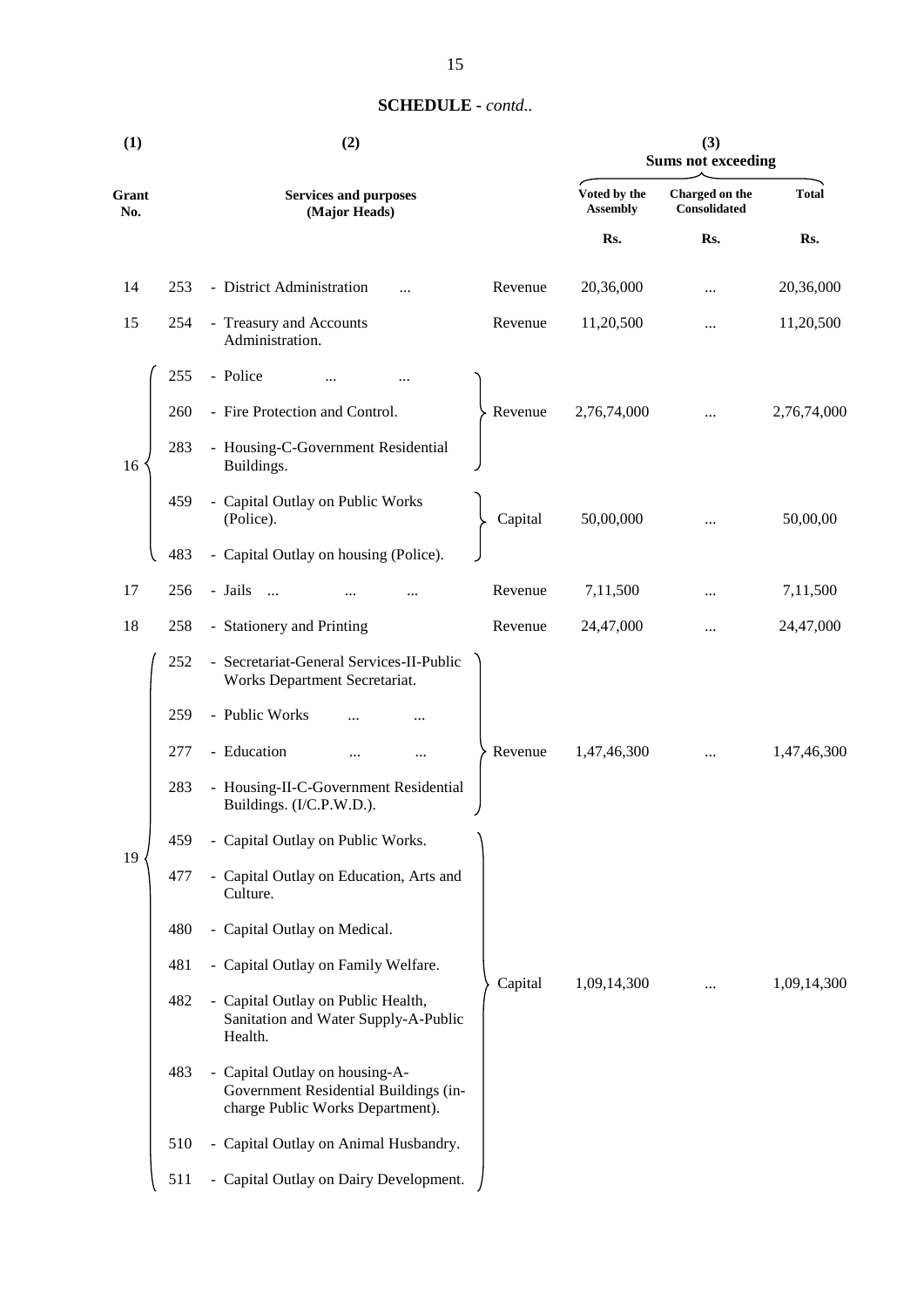## SCHEDULE - *contd..*

| (1) | | (2) | | (3) Sums not exceeding | | |
|---|---|---|---|---|---|---|
| Grant No. | | Services and purposes (Major Heads) | | Voted by the Assembly | Charged on the Consolidated | Total |
| | | | | Rs. | Rs. | Rs. |
| 14 | 253 | - District Administration ... | Revenue | 20,36,000 | ... | 20,36,000 |
| 15 | 254 | - Treasury and Accounts Administration. | Revenue | 11,20,500 | ... | 11,20,500 |
| 16 | 255 | - Police ... ... | Revenue | 2,76,74,000 | ... | 2,76,74,000 |
| | 260 | - Fire Protection and Control. | | | | |
| | 283 | - Housing-C-Government Residential Buildings. | | | | |
| | 459 | - Capital Outlay on Public Works (Police). | Capital | 50,00,000 | ... | 50,00,00 |
| | 483 | - Capital Outlay on housing (Police). | | | | |
| 17 | 256 | - Jails ... ... ... | Revenue | 7,11,500 | ... | 7,11,500 |
| 18 | 258 | - Stationery and Printing | Revenue | 24,47,000 | ... | 24,47,000 |
| 19 | 252 | - Secretariat-General Services-II-Public Works Department Secretariat. | Revenue | 1,47,46,300 | ... | 1,47,46,300 |
| | 259 | - Public Works ... ... | | | | |
| | 277 | - Education ... ... | | | | |
| | 283 | - Housing-II-C-Government Residential Buildings. (I/C.P.W.D.). | | | | |
| | 459 | - Capital Outlay on Public Works. | Capital | 1,09,14,300 | ... | 1,09,14,300 |
| | 477 | - Capital Outlay on Education, Arts and Culture. | | | | |
| | 480 | - Capital Outlay on Medical. | | | | |
| | 481 | - Capital Outlay on Family Welfare. | | | | |
| | 482 | - Capital Outlay on Public Health, Sanitation and Water Supply-A-Public Health. | | | | |
| | 483 | - Capital Outlay on housing-A-Government Residential Buildings (in-charge Public Works Department). | | | | |
| | 510 | - Capital Outlay on Animal Husbandry. | | | | |
| | 511 | - Capital Outlay on Dairy Development. | | | | |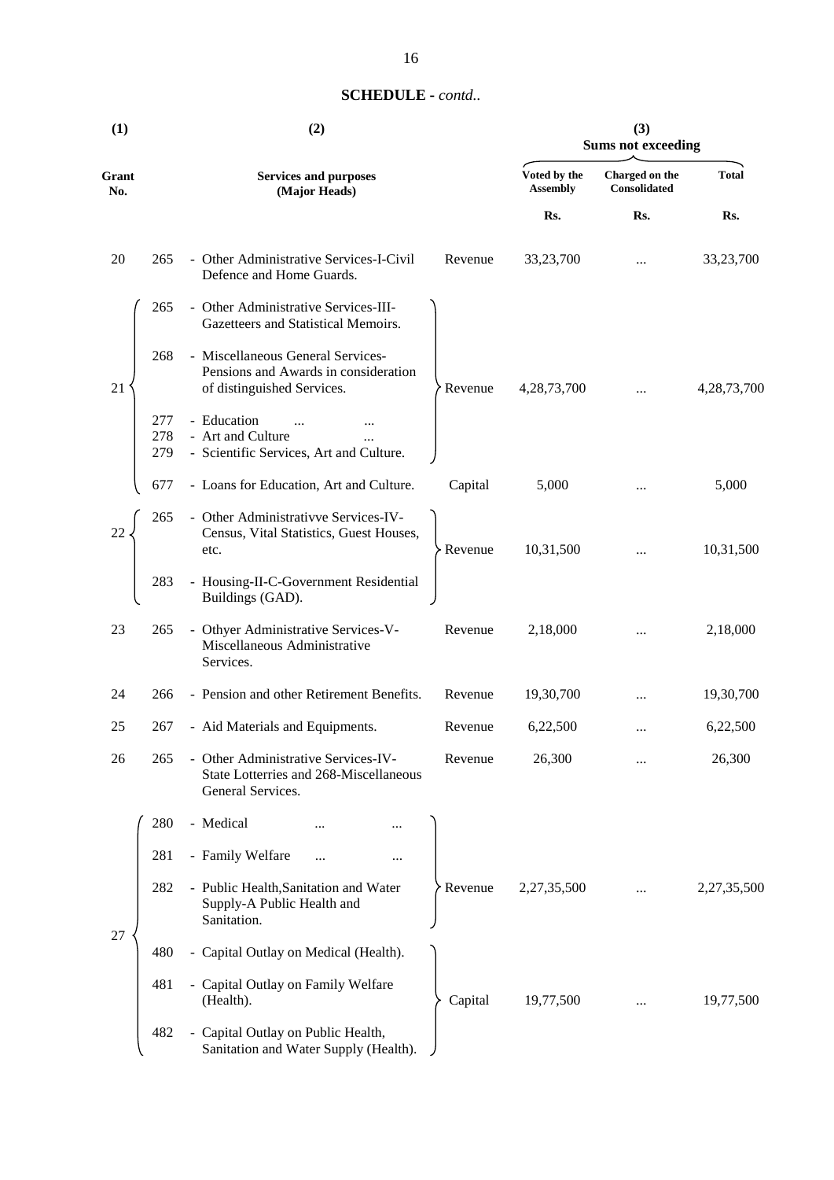## SCHEDULE - *contd..*

| (1) | | (2) | | (3) Sums not exceeding | | |
|---|---|---|---|---|---|---|
| Grant No. | | Services and purposes (Major Heads) | | Voted by the Assembly | Charged on the Consolidated | Total |
| | | | | Rs. | Rs. | Rs. |
| 20 | 265 | - Other Administrative Services-I-Civil Defence and Home Guards. | Revenue | 33,23,700 | ... | 33,23,700 |
| 21 | 265 | - Other Administrative Services-III-Gazetteers and Statistical Memoirs. | Revenue | 4,28,73,700 | ... | 4,28,73,700 |
| | 268 | - Miscellaneous General Services-Pensions and Awards in consideration of distinguished Services. | | | | |
| | 277 | - Education ... ... | | | | |
| | 278 | - Art and Culture ... | | | | |
| | 279 | - Scientific Services, Art and Culture. | | | | |
| | 677 | - Loans for Education, Art and Culture. | Capital | 5,000 | ... | 5,000 |
| 22 | 265 | - Other Administrativve Services-IV-Census, Vital Statistics, Guest Houses, etc. | Revenue | 10,31,500 | ... | 10,31,500 |
| | 283 | - Housing-II-C-Government Residential Buildings (GAD). | | | | |
| 23 | 265 | - Othyer Administrative Services-V-Miscellaneous Administrative Services. | Revenue | 2,18,000 | ... | 2,18,000 |
| 24 | 266 | - Pension and other Retirement Benefits. | Revenue | 19,30,700 | ... | 19,30,700 |
| 25 | 267 | - Aid Materials and Equipments. | Revenue | 6,22,500 | ... | 6,22,500 |
| 26 | 265 | - Other Administrative Services-IV-State Lotterries and 268-Miscellaneous General Services. | Revenue | 26,300 | ... | 26,300 |
| 27 | 280 | - Medical ... ... | Revenue | 2,27,35,500 | ... | 2,27,35,500 |
| | 281 | - Family Welfare ... ... | | | | |
| | 282 | - Public Health,Sanitation and Water Supply-A Public Health and Sanitation. | | | | |
| | 480 | - Capital Outlay on Medical (Health). | Capital | 19,77,500 | ... | 19,77,500 |
| | 481 | - Capital Outlay on Family Welfare (Health). | | | | |
| | 482 | - Capital Outlay on Public Health, Sanitation and Water Supply (Health). | | | | |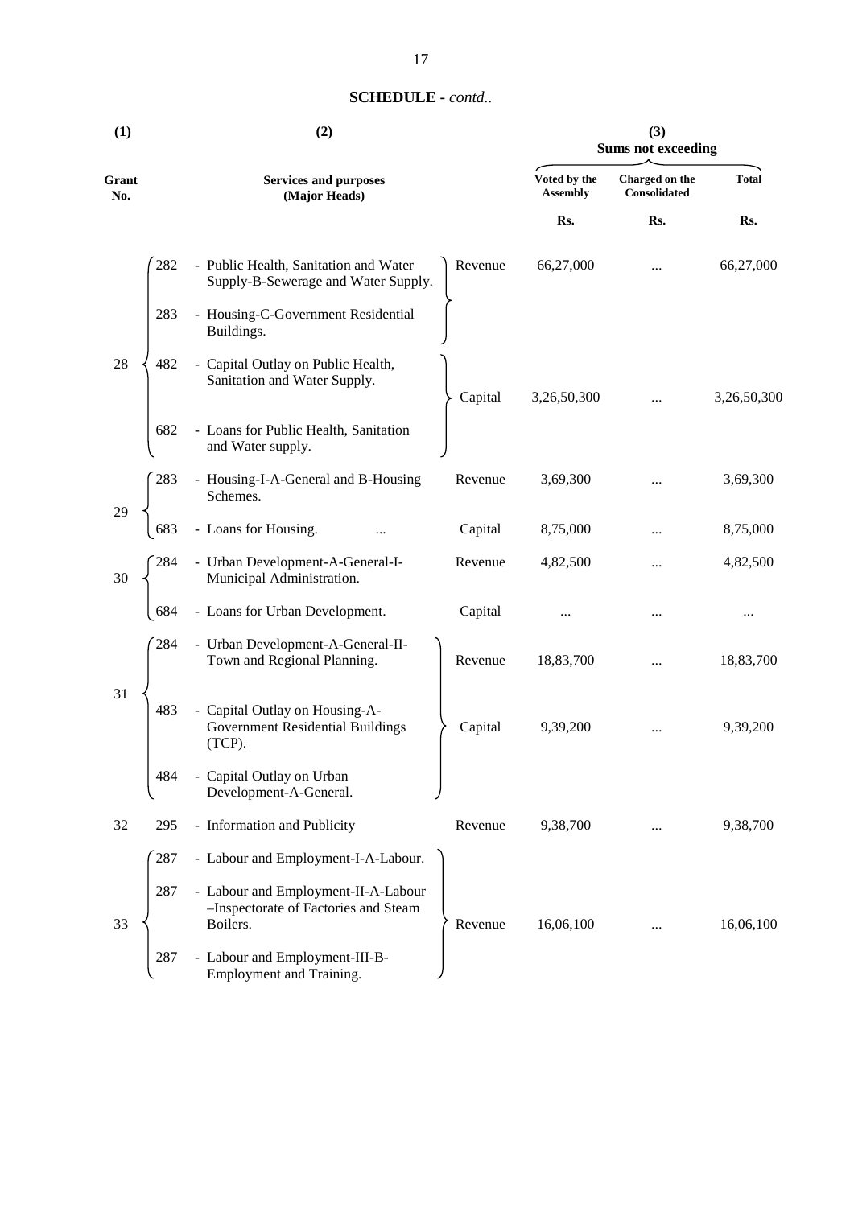**SCHEDULE** - *contd..*

| (1) | (2) | | | (3) Sums not exceeding | | |
|---|---|---|---|---|---|---|
| Grant No. | Services and purposes (Major Heads) | | | Voted by the Assembly | Charged on the Consolidated | Total |
| | | | | Rs. | Rs. | Rs. |
| 28 | 282 | - Public Health, Sanitation and Water Supply-B-Sewerage and Water Supply. | Revenue | 66,27,000 | ... | 66,27,000 |
| | 283 | - Housing-C-Government Residential Buildings. | | | | |
| | 482 | - Capital Outlay on Public Health, Sanitation and Water Supply. | Capital | 3,26,50,300 | ... | 3,26,50,300 |
| | 682 | - Loans for Public Health, Sanitation and Water supply. | | | | |
| 29 | 283 | - Housing-I-A-General and B-Housing Schemes. | Revenue | 3,69,300 | ... | 3,69,300 |
| | 683 | - Loans for Housing. ... | Capital | 8,75,000 | ... | 8,75,000 |
| 30 | 284 | - Urban Development-A-General-I-Municipal Administration. | Revenue | 4,82,500 | ... | 4,82,500 |
| | 684 | - Loans for Urban Development. | Capital | ... | ... | ... |
| 31 | 284 | - Urban Development-A-General-II-Town and Regional Planning. | Revenue | 18,83,700 | ... | 18,83,700 |
| | 483 | - Capital Outlay on Housing-A-Government Residential Buildings (TCP). | Capital | 9,39,200 | ... | 9,39,200 |
| | 484 | - Capital Outlay on Urban Development-A-General. | | | | |
| 32 | 295 | - Information and Publicity | Revenue | 9,38,700 | ... | 9,38,700 |
| 33 | 287 | - Labour and Employment-I-A-Labour. | Revenue | 16,06,100 | ... | 16,06,100 |
| | 287 | - Labour and Employment-II-A-Labour –Inspectorate of Factories and Steam Boilers. | | | | |
| | 287 | - Labour and Employment-III-B-Employment and Training. | | | | |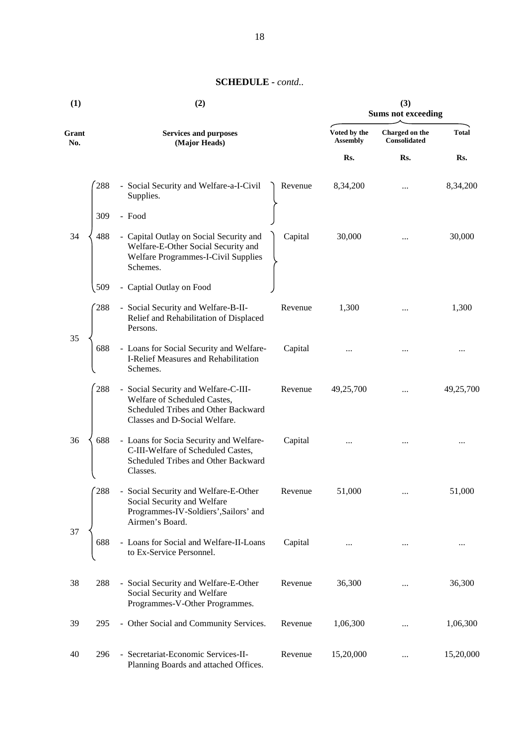## SCHEDULE - *contd..*

| (1) | | (2) | | (3) Sums not exceeding | | |
|---|---|---|---|---|---|---|
| Grant No. | | Services and purposes (Major Heads) | | Voted by the Assembly | Charged on the Consolidated | Total |
| | | | | Rs. | Rs. | Rs. |
| 34 | 288 | - Social Security and Welfare-a-I-Civil Supplies. | Revenue | 8,34,200 | ... | 8,34,200 |
| | 309 | - Food | | | | |
| | 488 | - Capital Outlay on Social Security and Welfare-E-Other Social Security and Welfare Programmes-I-Civil Supplies Schemes. | Capital | 30,000 | ... | 30,000 |
| | 509 | - Captial Outlay on Food | | | | |
| 35 | 288 | - Social Security and Welfare-B-II-Relief and Rehabilitation of Displaced Persons. | Revenue | 1,300 | ... | 1,300 |
| | 688 | - Loans for Social Security and Welfare-I-Relief Measures and Rehabilitation Schemes. | Capital | ... | ... | ... |
| 36 | 288 | - Social Security and Welfare-C-III-Welfare of Scheduled Castes, Scheduled Tribes and Other Backward Classes and D-Social Welfare. | Revenue | 49,25,700 | ... | 49,25,700 |
| | 688 | - Loans for Socia Security and Welfare-C-III-Welfare of Scheduled Castes, Scheduled Tribes and Other Backward Classes. | Capital | ... | ... | ... |
| 37 | 288 | - Social Security and Welfare-E-Other Social Security and Welfare Programmes-IV-Soldiers',Sailors' and Airmen's Board. | Revenue | 51,000 | ... | 51,000 |
| | 688 | - Loans for Social and Welfare-II-Loans to Ex-Service Personnel. | Capital | ... | ... | ... |
| 38 | 288 | - Social Security and Welfare-E-Other Social Security and Welfare Programmes-V-Other Programmes. | Revenue | 36,300 | ... | 36,300 |
| 39 | 295 | - Other Social and Community Services. | Revenue | 1,06,300 | ... | 1,06,300 |
| 40 | 296 | - Secretariat-Economic Services-II-Planning Boards and attached Offices. | Revenue | 15,20,000 | ... | 15,20,000 |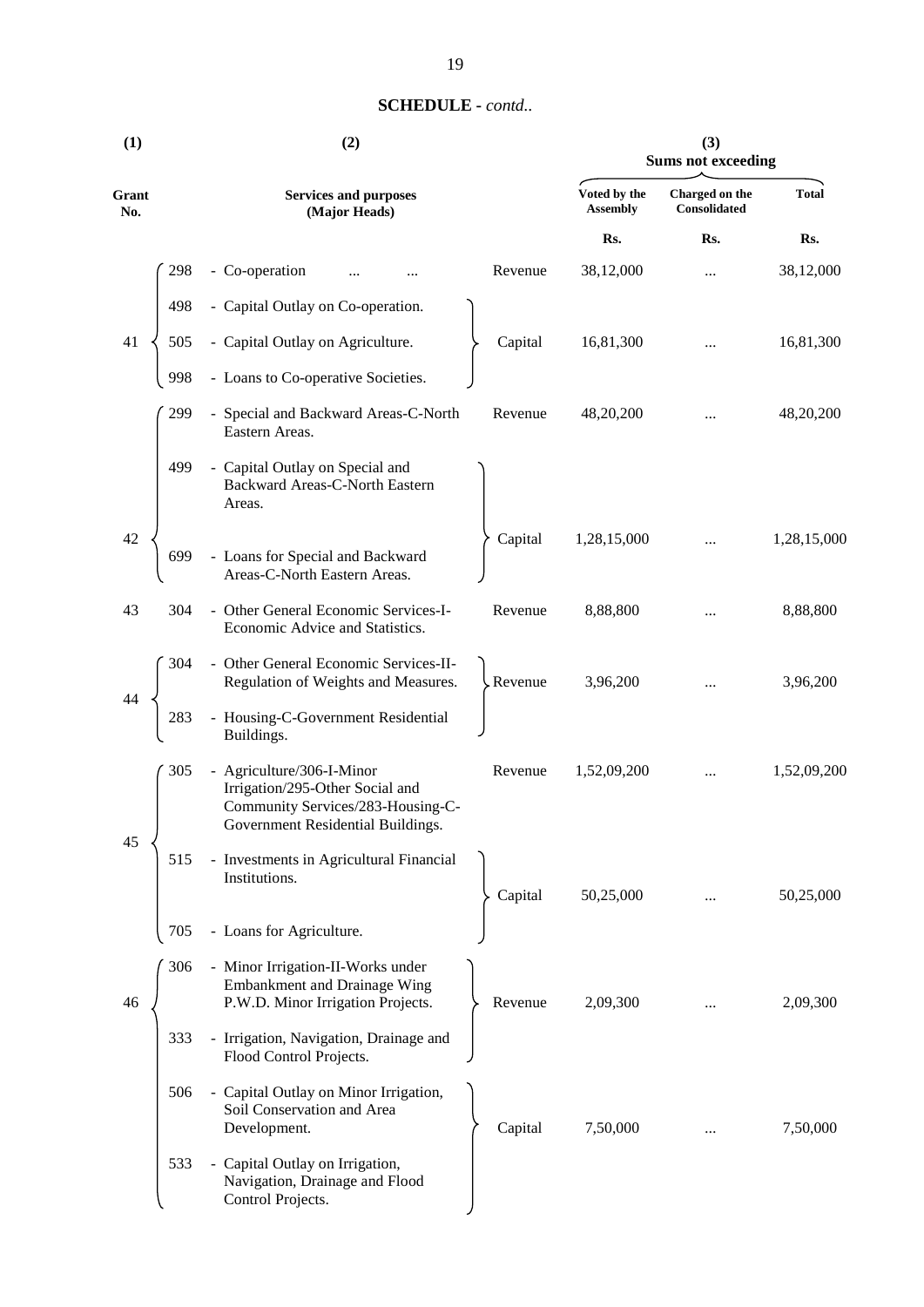## SCHEDULE - *contd..*

| (1) | | (2) | | (3) Sums not exceeding | | |
|---|---|---|---|---|---|---|
| Grant No. | | Services and purposes (Major Heads) | | Voted by the Assembly | Charged on the Consolidated | Total |
| | | | | Rs. | Rs. | Rs. |
| 41 | 298 | - Co-operation ... ... | Revenue | 38,12,000 | ... | 38,12,000 |
| | 498 | - Capital Outlay on Co-operation. | Capital | 16,81,300 | ... | 16,81,300 |
| | 505 | - Capital Outlay on Agriculture. | | | | |
| | 998 | - Loans to Co-operative Societies. | | | | |
| 42 | 299 | - Special and Backward Areas-C-North Eastern Areas. | Revenue | 48,20,200 | ... | 48,20,200 |
| | 499 | - Capital Outlay on Special and Backward Areas-C-North Eastern Areas. | Capital | 1,28,15,000 | ... | 1,28,15,000 |
| | 699 | - Loans for Special and Backward Areas-C-North Eastern Areas. | | | | |
| 43 | 304 | - Other General Economic Services-I-Economic Advice and Statistics. | Revenue | 8,88,800 | ... | 8,88,800 |
| 44 | 304 | - Other General Economic Services-II-Regulation of Weights and Measures. | Revenue | 3,96,200 | ... | 3,96,200 |
| | 283 | - Housing-C-Government Residential Buildings. | | | | |
| 45 | 305 | - Agriculture/306-I-Minor Irrigation/295-Other Social and Community Services/283-Housing-C-Government Residential Buildings. | Revenue | 1,52,09,200 | ... | 1,52,09,200 |
| | 515 | - Investments in Agricultural Financial Institutions. | Capital | 50,25,000 | ... | 50,25,000 |
| | 705 | - Loans for Agriculture. | | | | |
| 46 | 306 | - Minor Irrigation-II-Works under Embankment and Drainage Wing P.W.D. Minor Irrigation Projects. | Revenue | 2,09,300 | ... | 2,09,300 |
| | 333 | - Irrigation, Navigation, Drainage and Flood Control Projects. | | | | |
| | 506 | - Capital Outlay on Minor Irrigation, Soil Conservation and Area Development. | Capital | 7,50,000 | ... | 7,50,000 |
| | 533 | - Capital Outlay on Irrigation, Navigation, Drainage and Flood Control Projects. | | | | |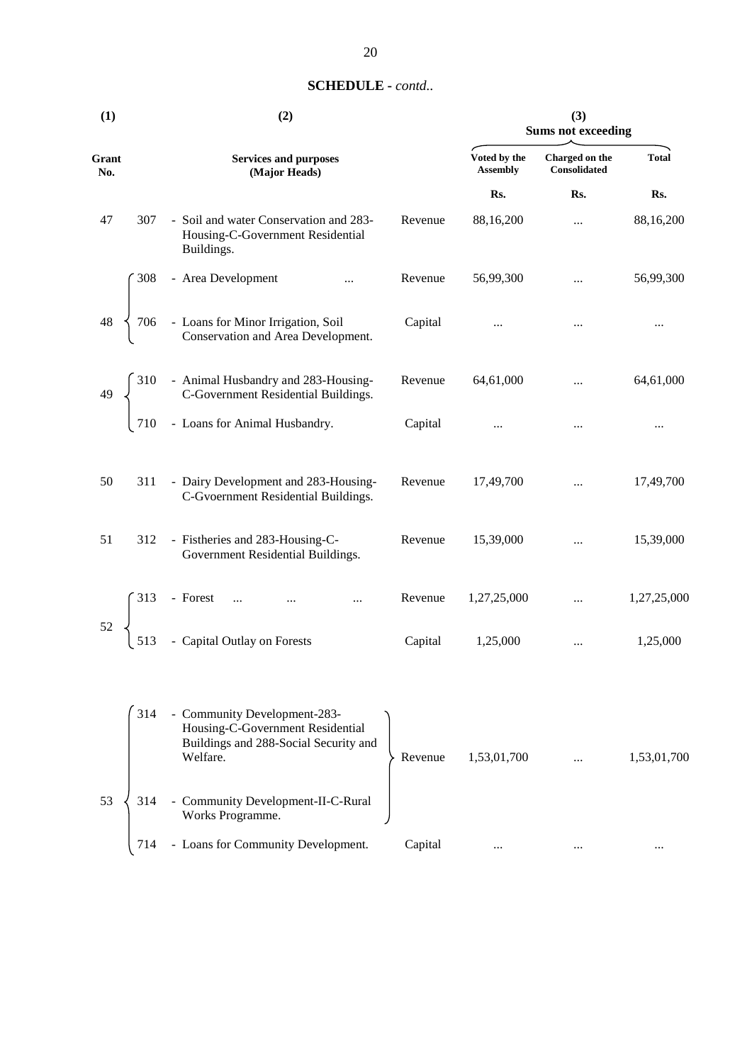## SCHEDULE - *contd..*

| (1) | | (2) | | (3) Sums not exceeding | | |
|---|---|---|---|---|---|---|
| **Grant No.** | | **Services and purposes (Major Heads)** | | **Voted by the Assembly** | **Charged on the Consolidated** | **Total** |
| | | | | **Rs.** | **Rs.** | **Rs.** |
| 47 | 307 | - Soil and water Conservation and 283-Housing-C-Government Residential Buildings. | Revenue | 88,16,200 | ... | 88,16,200 |
| 48 | 308 | - Area Development ... | Revenue | 56,99,300 | ... | 56,99,300 |
| | 706 | - Loans for Minor Irrigation, Soil Conservation and Area Development. | Capital | ... | ... | ... |
| 49 | 310 | - Animal Husbandry and 283-Housing-C-Government Residential Buildings. | Revenue | 64,61,000 | ... | 64,61,000 |
| | 710 | - Loans for Animal Husbandry. | Capital | ... | ... | ... |
| 50 | 311 | - Dairy Development and 283-Housing-C-Gvoernment Residential Buildings. | Revenue | 17,49,700 | ... | 17,49,700 |
| 51 | 312 | - Fistheries and 283-Housing-C-Government Residential Buildings. | Revenue | 15,39,000 | ... | 15,39,000 |
| 52 | 313 | - Forest ... ... ... | Revenue | 1,27,25,000 | ... | 1,27,25,000 |
| | 513 | - Capital Outlay on Forests | Capital | 1,25,000 | ... | 1,25,000 |
| 53 | 314 | - Community Development-283-Housing-C-Government Residential Buildings and 288-Social Security and Welfare. | Revenue | 1,53,01,700 | ... | 1,53,01,700 |
| | 314 | - Community Development-II-C-Rural Works Programme. | | | | |
| | 714 | - Loans for Community Development. | Capital | ... | ... | ... |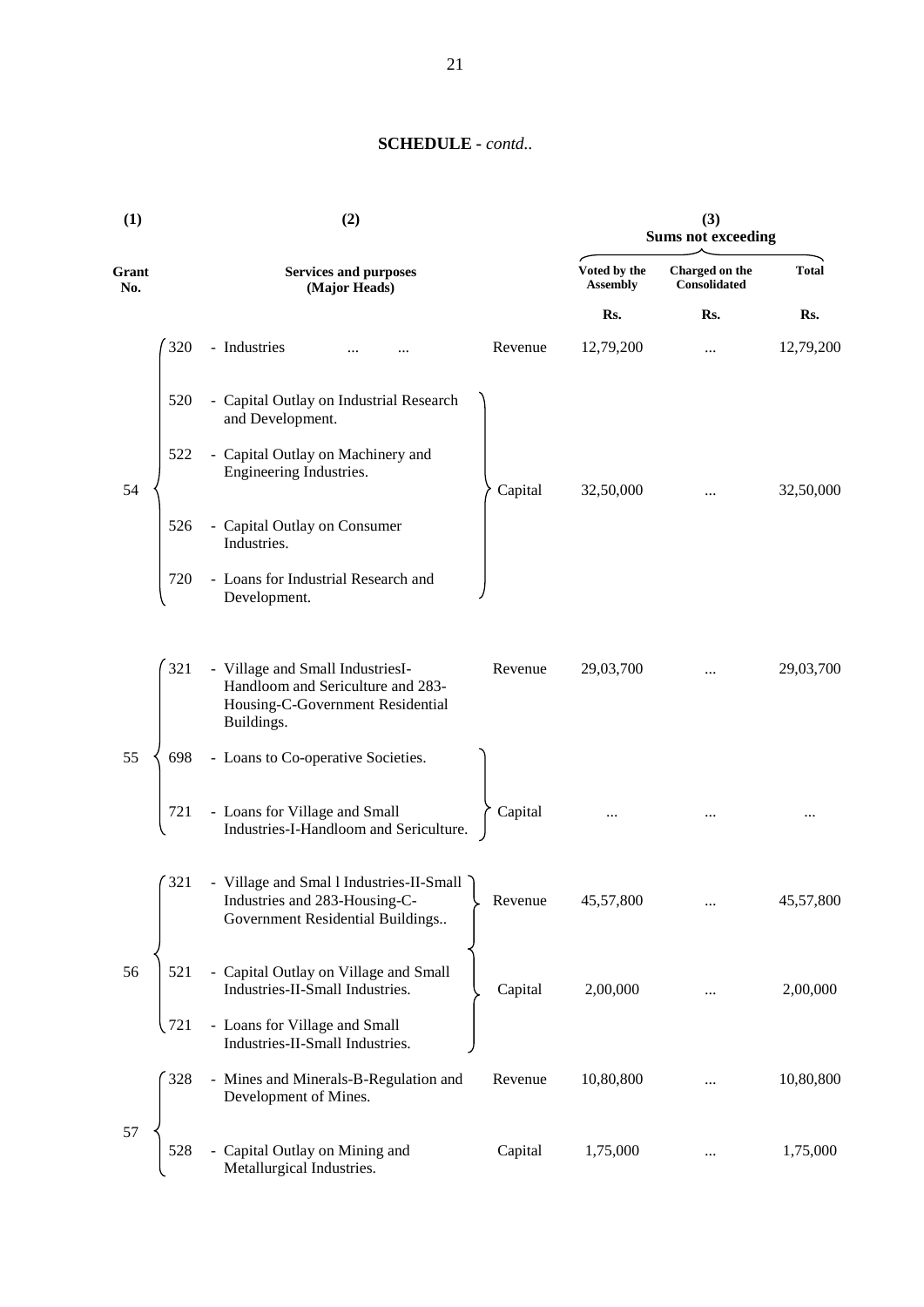## SCHEDULE - *contd..*

| (1) | | (2) | | (3) Sums not exceeding | | |
|---|---|---|---|---|---|---|
| Grant No. | | Services and purposes (Major Heads) | | Voted by the Assembly | Charged on the Consolidated | Total |
| | | | | Rs. | Rs. | Rs. |
| 54 | 320 | - Industries ... ... | Revenue | 12,79,200 | ... | 12,79,200 |
| | 520 | - Capital Outlay on Industrial Research and Development. | Capital | 32,50,000 | ... | 32,50,000 |
| | 522 | - Capital Outlay on Machinery and Engineering Industries. | | | | |
| | 526 | - Capital Outlay on Consumer Industries. | | | | |
| | 720 | - Loans for Industrial Research and Development. | | | | |
| 55 | 321 | - Village and Small IndustriesI-Handloom and Sericulture and 283-Housing-C-Government Residential Buildings. | Revenue | 29,03,700 | ... | 29,03,700 |
| | 698 | - Loans to Co-operative Societies. | Capital | ... | ... | ... |
| | 721 | - Loans for Village and Small Industries-I-Handloom and Sericulture. | | | | |
| 56 | 321 | - Village and Smal l Industries-II-Small Industries and 283-Housing-C-Government Residential Buildings.. | Revenue | 45,57,800 | ... | 45,57,800 |
| | 521 | - Capital Outlay on Village and Small Industries-II-Small Industries. | Capital | 2,00,000 | ... | 2,00,000 |
| | 721 | - Loans for Village and Small Industries-II-Small Industries. | | | | |
| 57 | 328 | - Mines and Minerals-B-Regulation and Development of Mines. | Revenue | 10,80,800 | ... | 10,80,800 |
| | 528 | - Capital Outlay on Mining and Metallurgical Industries. | Capital | 1,75,000 | ... | 1,75,000 |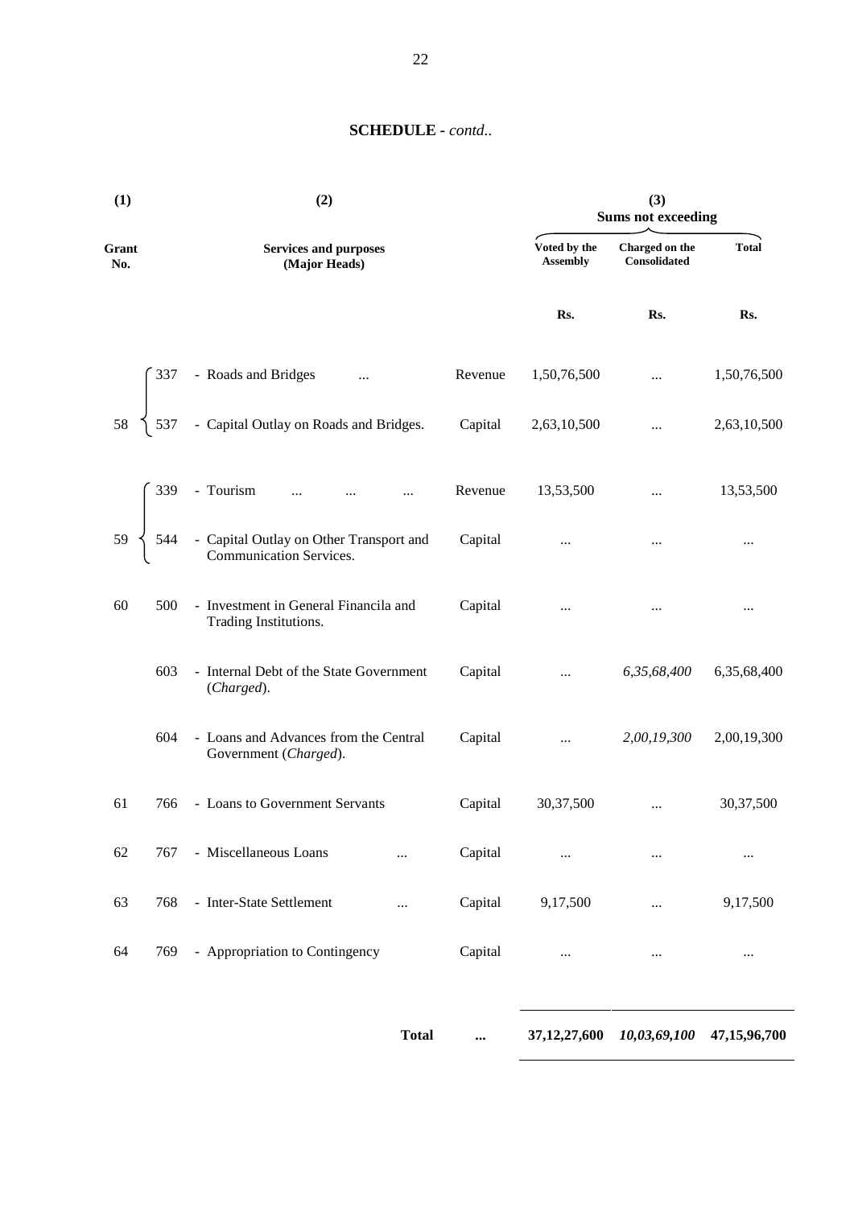## SCHEDULE - *contd..*

| (1) | | (2) | | (3) Sums not exceeding | | |
|---|---|---|---|---|---|---|
| Grant No. | | Services and purposes (Major Heads) | | Voted by the Assembly | Charged on the Consolidated | Total |
| | | | | Rs. | Rs. | Rs. |
| 58 | 337 | - Roads and Bridges ... | Revenue | 1,50,76,500 | ... | 1,50,76,500 |
| | 537 | - Capital Outlay on Roads and Bridges. | Capital | 2,63,10,500 | ... | 2,63,10,500 |
| 59 | 339 | - Tourism ... ... ... | Revenue | 13,53,500 | ... | 13,53,500 |
| | 544 | - Capital Outlay on Other Transport and Communication Services. | Capital | ... | ... | ... |
| 60 | 500 | - Investment in General Financila and Trading Institutions. | Capital | ... | ... | ... |
| | 603 | - Internal Debt of the State Government (*Charged*). | Capital | ... | *6,35,68,400* | 6,35,68,400 |
| | 604 | - Loans and Advances from the Central Government (*Charged*). | Capital | ... | *2,00,19,300* | 2,00,19,300 |
| 61 | 766 | - Loans to Government Servants | Capital | 30,37,500 | ... | 30,37,500 |
| 62 | 767 | - Miscellaneous Loans ... | Capital | ... | ... | ... |
| 63 | 768 | - Inter-State Settlement ... | Capital | 9,17,500 | ... | 9,17,500 |
| 64 | 769 | - Appropriation to Contingency | Capital | ... | ... | ... |
| | | **Total** | ... | **37,12,27,600** | ***10,03,69,100*** | **47,15,96,700** |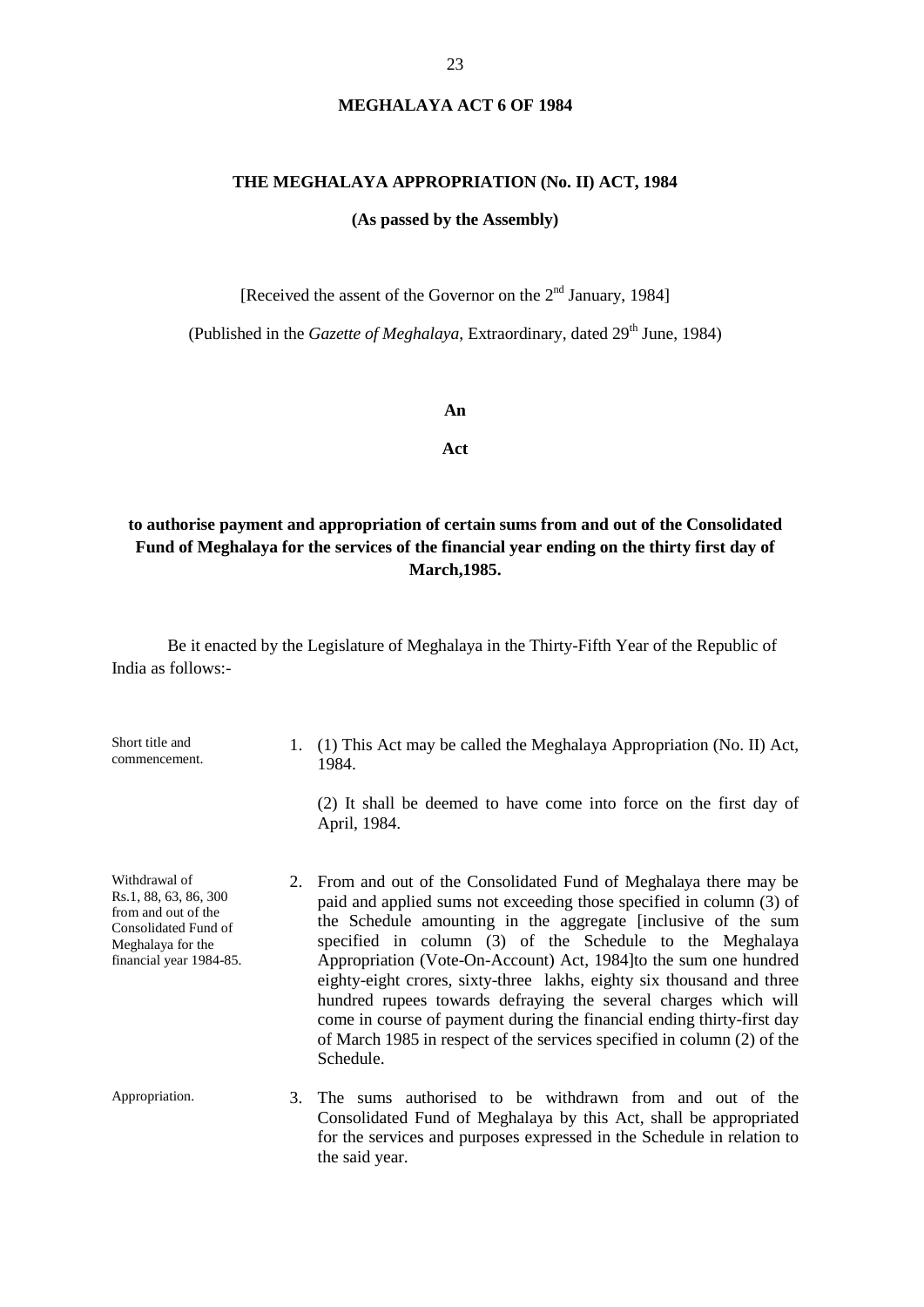# MEGHALAYA ACT 6 OF 1984

## THE MEGHALAYA APPROPRIATION (No. II) ACT, 1984

**(As passed by the Assembly)**

[Received the assent of the Governor on the 2nd January, 1984]

(Published in the *Gazette of Meghalaya*, Extraordinary, dated 29th June, 1984)

**An**

**Act**

**to authorise payment and appropriation of certain sums from and out of the Consolidated Fund of Meghalaya for the services of the financial year ending on the thirty first day of March,1985.**

Be it enacted by the Legislature of Meghalaya in the Thirty-Fifth Year of the Republic of India as follows:-

Short title and commencement.

1. (1) This Act may be called the Meghalaya Appropriation (No. II) Act, 1984.

   (2) It shall be deemed to have come into force on the first day of April, 1984.

Withdrawal of Rs.1, 88, 63, 86, 300 from and out of the Consolidated Fund of Meghalaya for the financial year 1984-85.

2. From and out of the Consolidated Fund of Meghalaya there may be paid and applied sums not exceeding those specified in column (3) of the Schedule amounting in the aggregate [inclusive of the sum specified in column (3) of the Schedule to the Meghalaya Appropriation (Vote-On-Account) Act, 1984]to the sum one hundred eighty-eight crores, sixty-three lakhs, eighty six thousand and three hundred rupees towards defraying the several charges which will come in course of payment during the financial ending thirty-first day of March 1985 in respect of the services specified in column (2) of the Schedule.

Appropriation.

3. The sums authorised to be withdrawn from and out of the Consolidated Fund of Meghalaya by this Act, shall be appropriated for the services and purposes expressed in the Schedule in relation to the said year.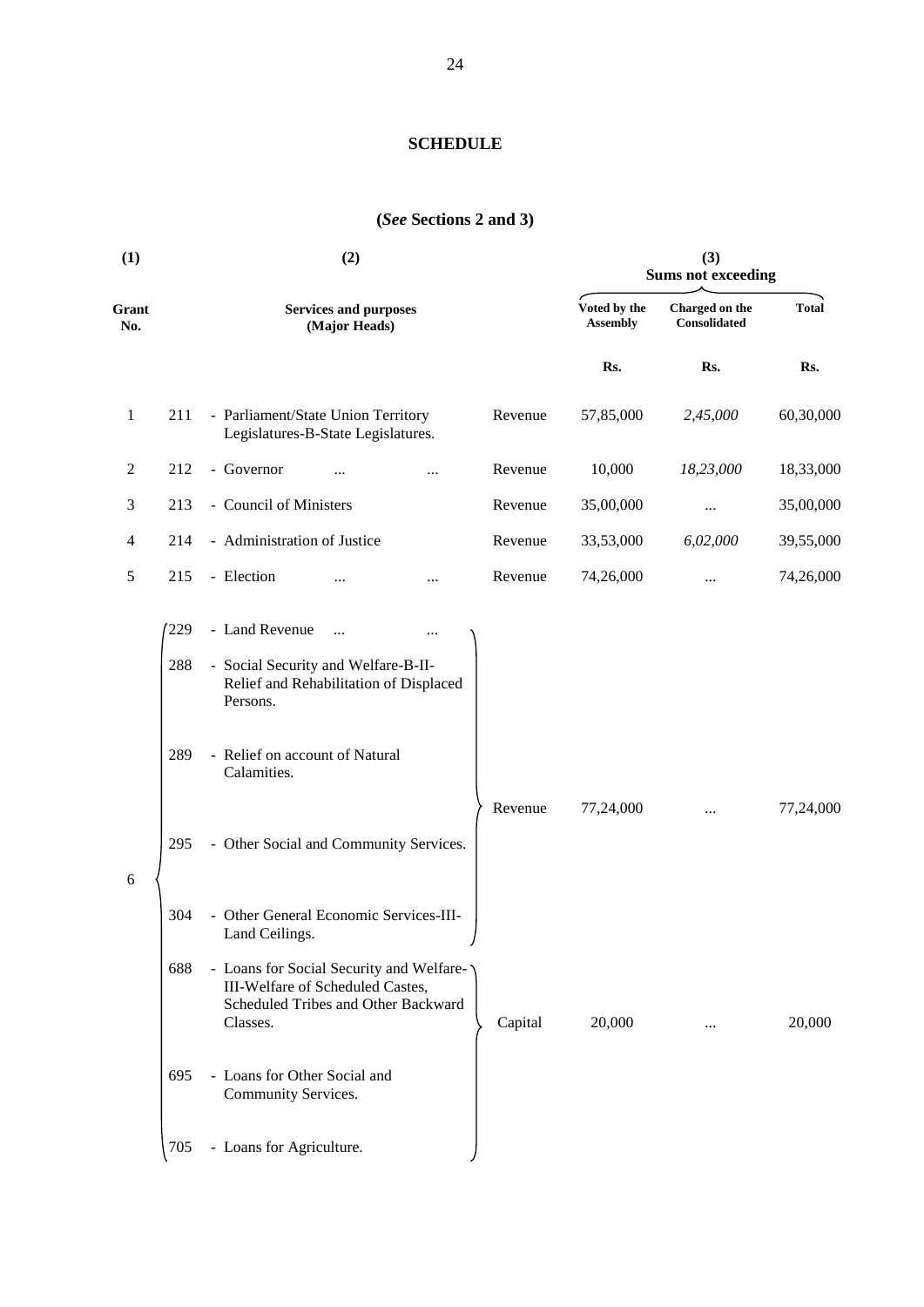## SCHEDULE

**(*See* Sections 2 and 3)**

| (1) | | (2) | | (3) Sums not exceeding | | |
|---|---|---|---|---|---|---|
| Grant No. | | Services and purposes (Major Heads) | | Voted by the Assembly | Charged on the Consolidated | Total |
| | | | | Rs. | Rs. | Rs. |
| 1 | 211 | - Parliament/State Union Territory Legislatures-B-State Legislatures. | Revenue | 57,85,000 | *2,45,000* | 60,30,000 |
| 2 | 212 | - Governor ... ... | Revenue | 10,000 | *18,23,000* | 18,33,000 |
| 3 | 213 | - Council of Ministers | Revenue | 35,00,000 | ... | 35,00,000 |
| 4 | 214 | - Administration of Justice | Revenue | 33,53,000 | *6,02,000* | 39,55,000 |
| 5 | 215 | - Election ... ... | Revenue | 74,26,000 | ... | 74,26,000 |
| 6 | 229 | - Land Revenue ... ... | Revenue | 77,24,000 | ... | 77,24,000 |
| | 288 | - Social Security and Welfare-B-II-Relief and Rehabilitation of Displaced Persons. | | | | |
| | 289 | - Relief on account of Natural Calamities. | | | | |
| | 295 | - Other Social and Community Services. | | | | |
| | 304 | - Other General Economic Services-III-Land Ceilings. | | | | |
| | 688 | - Loans for Social Security and Welfare-III-Welfare of Scheduled Castes, Scheduled Tribes and Other Backward Classes. | Capital | 20,000 | ... | 20,000 |
| | 695 | - Loans for Other Social and Community Services. | | | | |
| | 705 | - Loans for Agriculture. | | | | |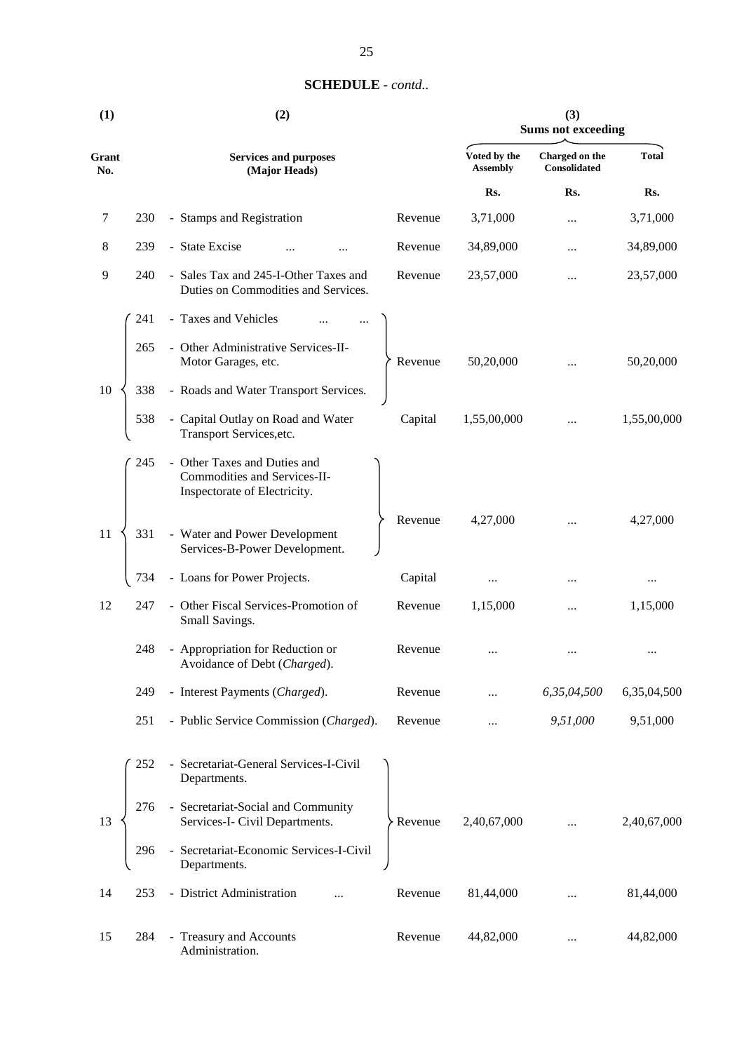**SCHEDULE** - *contd..*

| (1) | | (2) | | (3) Sums not exceeding | | |
|---|---|---|---|---|---|---|
| Grant No. | | Services and purposes (Major Heads) | | Voted by the Assembly | Charged on the Consolidated | Total |
| | | | | Rs. | Rs. | Rs. |
| 7 | 230 | - Stamps and Registration | Revenue | 3,71,000 | ... | 3,71,000 |
| 8 | 239 | - State Excise ... ... | Revenue | 34,89,000 | ... | 34,89,000 |
| 9 | 240 | - Sales Tax and 245-I-Other Taxes and Duties on Commodities and Services. | Revenue | 23,57,000 | ... | 23,57,000 |
| 10 | 241 | - Taxes and Vehicles ... ... | | | | |
| | 265 | - Other Administrative Services-II-Motor Garages, etc. | Revenue | 50,20,000 | ... | 50,20,000 |
| | 338 | - Roads and Water Transport Services. | | | | |
| | 538 | - Capital Outlay on Road and Water Transport Services,etc. | Capital | 1,55,00,000 | ... | 1,55,00,000 |
| 11 | 245 | - Other Taxes and Duties and Commodities and Services-II-Inspectorate of Electricity. | | | | |
| | 331 | - Water and Power Development Services-B-Power Development. | Revenue | 4,27,000 | ... | 4,27,000 |
| | 734 | - Loans for Power Projects. | Capital | ... | ... | ... |
| 12 | 247 | - Other Fiscal Services-Promotion of Small Savings. | Revenue | 1,15,000 | ... | 1,15,000 |
| | 248 | - Appropriation for Reduction or Avoidance of Debt (*Charged*). | Revenue | ... | ... | ... |
| | 249 | - Interest Payments (*Charged*). | Revenue | ... | *6,35,04,500* | 6,35,04,500 |
| | 251 | - Public Service Commission (*Charged*). | Revenue | ... | *9,51,000* | 9,51,000 |
| 13 | 252 | - Secretariat-General Services-I-Civil Departments. | | | | |
| | 276 | - Secretariat-Social and Community Services-I- Civil Departments. | Revenue | 2,40,67,000 | ... | 2,40,67,000 |
| | 296 | - Secretariat-Economic Services-I-Civil Departments. | | | | |
| 14 | 253 | - District Administration ... | Revenue | 81,44,000 | ... | 81,44,000 |
| 15 | 284 | - Treasury and Accounts Administration. | Revenue | 44,82,000 | ... | 44,82,000 |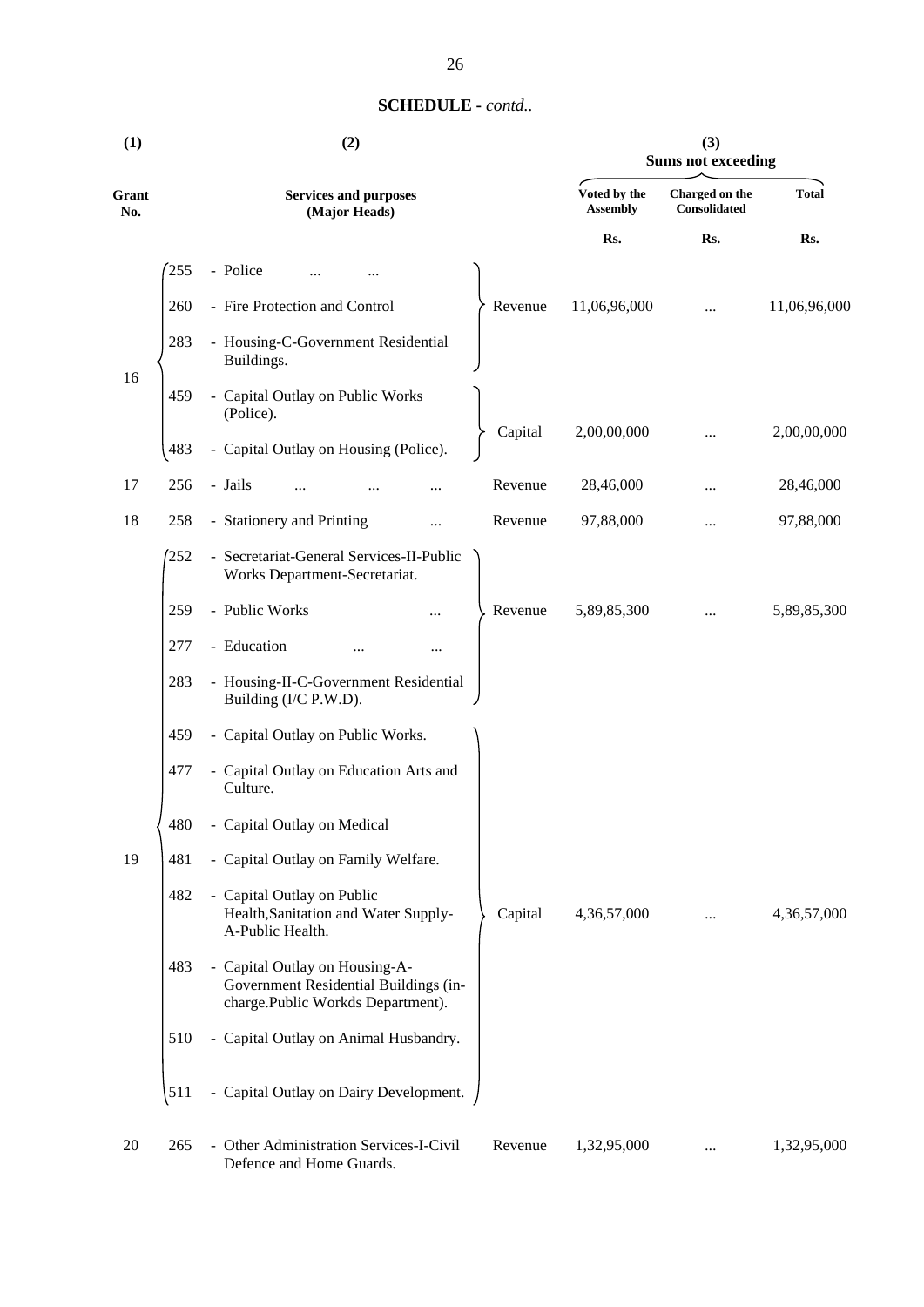**SCHEDULE** - *contd..*

| (1) | | (2) | | (3) Sums not exceeding | | |
|---|---|---|---|---|---|---|
| Grant No. | | Services and purposes (Major Heads) | | Voted by the Assembly | Charged on the Consolidated | Total |
| | | | | Rs. | Rs. | Rs. |
| 16 | 255 | - Police ... ... | Revenue | 11,06,96,000 | ... | 11,06,96,000 |
| | 260 | - Fire Protection and Control | | | | |
| | 283 | - Housing-C-Government Residential Buildings. | | | | |
| | 459 | - Capital Outlay on Public Works (Police). | Capital | 2,00,00,000 | ... | 2,00,00,000 |
| | 483 | - Capital Outlay on Housing (Police). | | | | |
| 17 | 256 | - Jails ... ... ... | Revenue | 28,46,000 | ... | 28,46,000 |
| 18 | 258 | - Stationery and Printing ... | Revenue | 97,88,000 | ... | 97,88,000 |
| 19 | 252 | - Secretariat-General Services-II-Public Works Department-Secretariat. | Revenue | 5,89,85,300 | ... | 5,89,85,300 |
| | 259 | - Public Works ... | | | | |
| | 277 | - Education ... ... | | | | |
| | 283 | - Housing-II-C-Government Residential Building (I/C P.W.D). | | | | |
| | 459 | - Capital Outlay on Public Works. | Capital | 4,36,57,000 | ... | 4,36,57,000 |
| | 477 | - Capital Outlay on Education Arts and Culture. | | | | |
| | 480 | - Capital Outlay on Medical | | | | |
| | 481 | - Capital Outlay on Family Welfare. | | | | |
| | 482 | - Capital Outlay on Public Health,Sanitation and Water Supply-A-Public Health. | | | | |
| | 483 | - Capital Outlay on Housing-A-Government Residential Buildings (in-charge.Public Workds Department). | | | | |
| | 510 | - Capital Outlay on Animal Husbandry. | | | | |
| | 511 | - Capital Outlay on Dairy Development. | | | | |
| 20 | 265 | - Other Administration Services-I-Civil Defence and Home Guards. | Revenue | 1,32,95,000 | ... | 1,32,95,000 |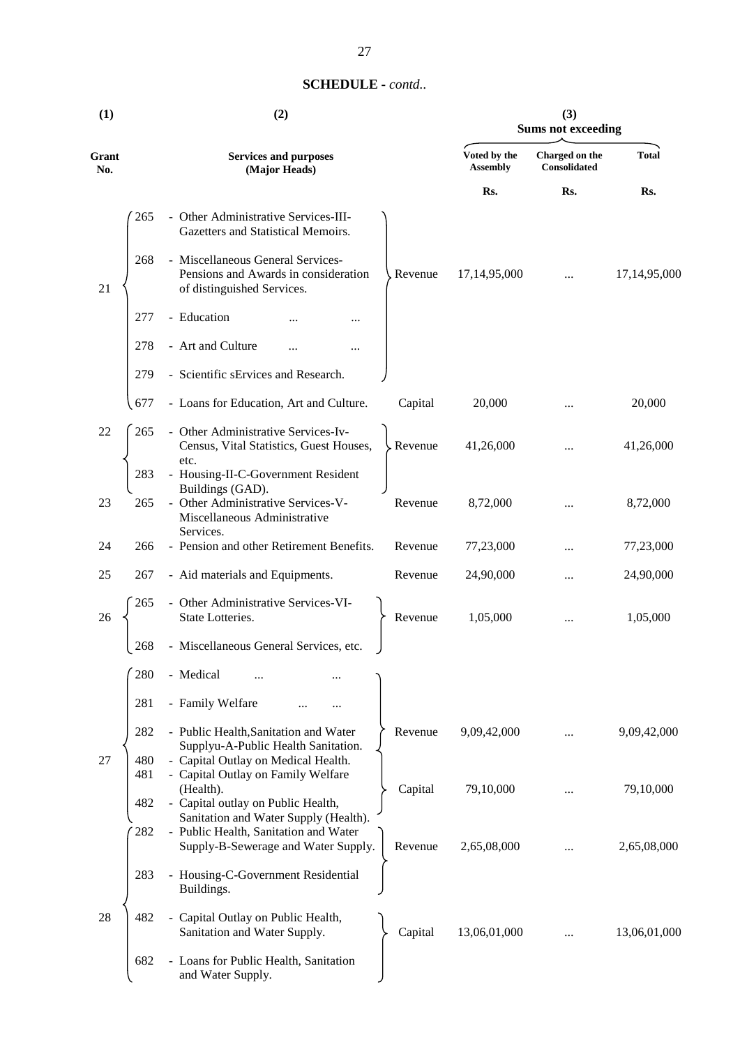**SCHEDULE** - *contd..*

| (1) | | (2) | | (3) Sums not exceeding | | |
|---|---|---|---|---|---|---|
| Grant No. | | Services and purposes (Major Heads) | | Voted by the Assembly | Charged on the Consolidated | Total |
| | | | | Rs. | Rs. | Rs. |
| 21 | 265 | - Other Administrative Services-III-Gazetters and Statistical Memoirs. | Revenue | 17,14,95,000 | ... | 17,14,95,000 |
| | 268 | - Miscellaneous General Services-Pensions and Awards in consideration of distinguished Services. | | | | |
| | 277 | - Education ... ... | | | | |
| | 278 | - Art and Culture ... ... | | | | |
| | 279 | - Scientific sErvices and Research. | | | | |
| | 677 | - Loans for Education, Art and Culture. | Capital | 20,000 | ... | 20,000 |
| 22 | 265 | - Other Administrative Services-Iv-Census, Vital Statistics, Guest Houses, etc. | Revenue | 41,26,000 | ... | 41,26,000 |
| | 283 | - Housing-II-C-Government Resident Buildings (GAD). | | | | |
| 23 | 265 | - Other Administrative Services-V-Miscellaneous Administrative Services. | Revenue | 8,72,000 | ... | 8,72,000 |
| 24 | 266 | - Pension and other Retirement Benefits. | Revenue | 77,23,000 | ... | 77,23,000 |
| 25 | 267 | - Aid materials and Equipments. | Revenue | 24,90,000 | ... | 24,90,000 |
| 26 | 265 | - Other Administrative Services-VI-State Lotteries. | Revenue | 1,05,000 | ... | 1,05,000 |
| | 268 | - Miscellaneous General Services, etc. | | | | |
| 27 | 280 | - Medical ... ... | Revenue | 9,09,42,000 | ... | 9,09,42,000 |
| | 281 | - Family Welfare ... ... | | | | |
| | 282 | - Public Health,Sanitation and Water Supplyu-A-Public Health Sanitation. | | | | |
| | 480 | - Capital Outlay on Medical Health. | Capital | 79,10,000 | ... | 79,10,000 |
| | 481 | - Capital Outlay on Family Welfare (Health). | | | | |
| | 482 | - Capital outlay on Public Health, Sanitation and Water Supply (Health). | | | | |
| 28 | 282 | - Public Health, Sanitation and Water Supply-B-Sewerage and Water Supply. | Revenue | 2,65,08,000 | ... | 2,65,08,000 |
| | 283 | - Housing-C-Government Residential Buildings. | | | | |
| | 482 | - Capital Outlay on Public Health, Sanitation and Water Supply. | Capital | 13,06,01,000 | ... | 13,06,01,000 |
| | 682 | - Loans for Public Health, Sanitation and Water Supply. | | | | |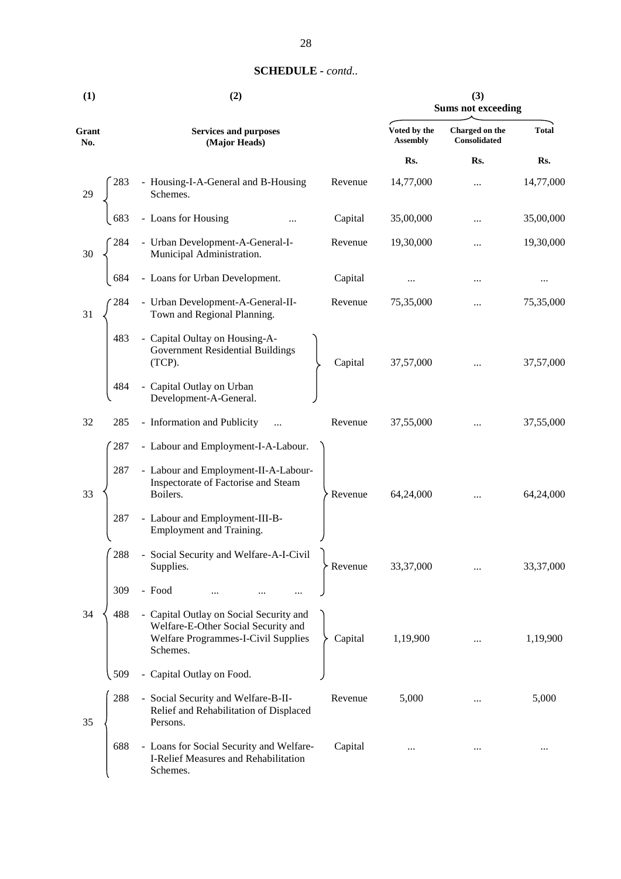**SCHEDULE** - *contd..*

| (1) | | (2) | | (3) Sums not exceeding | | |
|---|---|---|---|---|---|---|
| Grant No. | | Services and purposes (Major Heads) | | Voted by the Assembly | Charged on the Consolidated | Total |
| | | | | Rs. | Rs. | Rs. |
| 29 | 283 | - Housing-I-A-General and B-Housing Schemes. | Revenue | 14,77,000 | ... | 14,77,000 |
| | 683 | - Loans for Housing ... | Capital | 35,00,000 | ... | 35,00,000 |
| 30 | 284 | - Urban Development-A-General-I-Municipal Administration. | Revenue | 19,30,000 | ... | 19,30,000 |
| | 684 | - Loans for Urban Development. | Capital | ... | ... | ... |
| 31 | 284 | - Urban Development-A-General-II-Town and Regional Planning. | Revenue | 75,35,000 | ... | 75,35,000 |
| | 483 | - Capital Oultay on Housing-A-Government Residential Buildings (TCP). | Capital | 37,57,000 | ... | 37,57,000 |
| | 484 | - Capital Outlay on Urban Development-A-General. | | | | |
| 32 | 285 | - Information and Publicity ... | Revenue | 37,55,000 | ... | 37,55,000 |
| 33 | 287 | - Labour and Employment-I-A-Labour. | Revenue | 64,24,000 | ... | 64,24,000 |
| | 287 | - Labour and Employment-II-A-Labour-Inspectorate of Factorise and Steam Boilers. | | | | |
| | 287 | - Labour and Employment-III-B-Employment and Training. | | | | |
| 34 | 288 | - Social Security and Welfare-A-I-Civil Supplies. | Revenue | 33,37,000 | ... | 33,37,000 |
| | 309 | - Food ... ... ... | | | | |
| | 488 | - Capital Outlay on Social Security and Welfare-E-Other Social Security and Welfare Programmes-I-Civil Supplies Schemes. | Capital | 1,19,900 | ... | 1,19,900 |
| | 509 | - Capital Outlay on Food. | | | | |
| 35 | 288 | - Social Security and Welfare-B-II-Relief and Rehabilitation of Displaced Persons. | Revenue | 5,000 | ... | 5,000 |
| | 688 | - Loans for Social Security and Welfare-I-Relief Measures and Rehabilitation Schemes. | Capital | ... | ... | ... |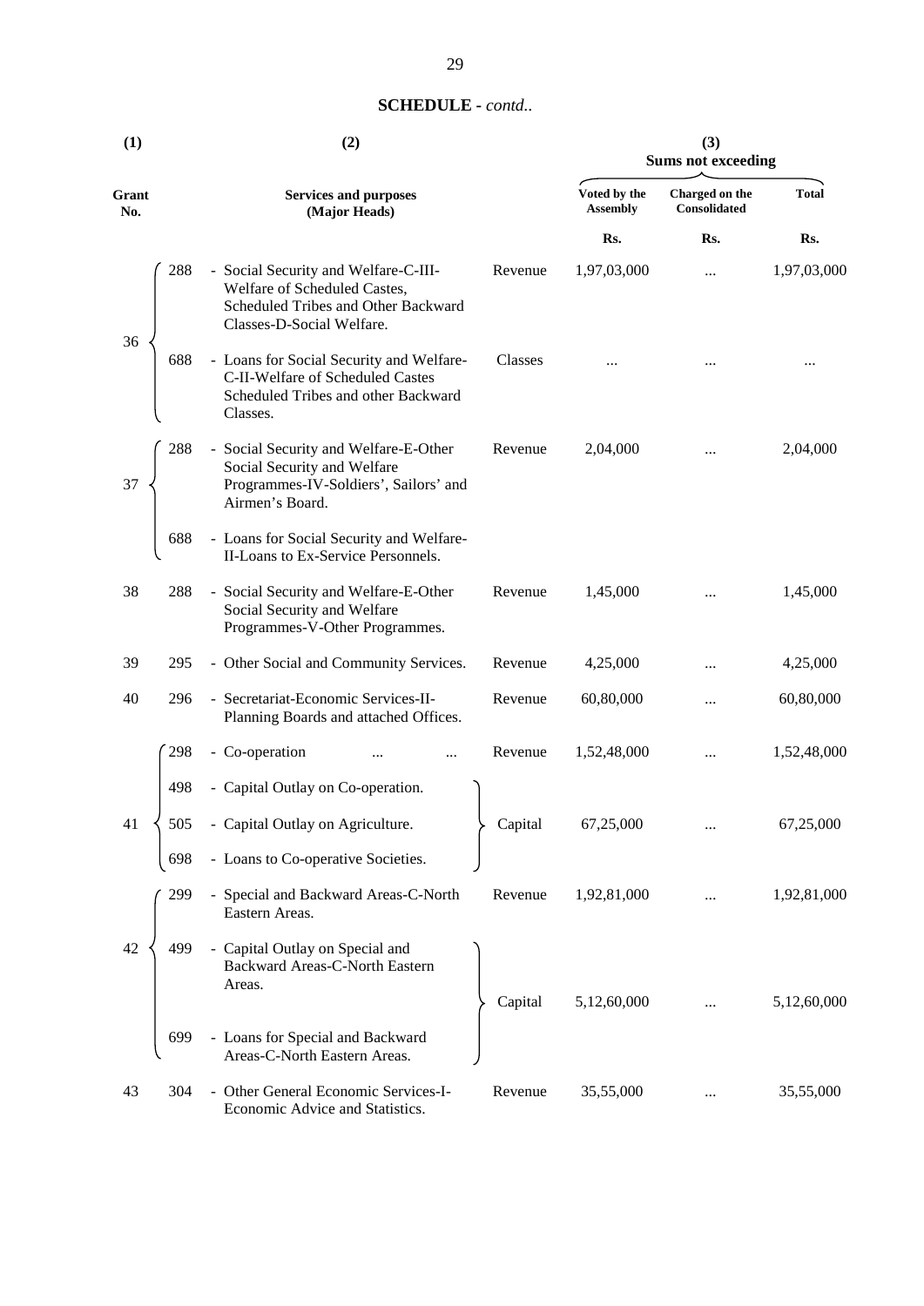## SCHEDULE - *contd..*

| (1) | | (2) | | (3) Sums not exceeding | | |
|---|---|---|---|---|---|---|
| Grant No. | | Services and purposes (Major Heads) | | Voted by the Assembly | Charged on the Consolidated | Total |
| | | | | Rs. | Rs. | Rs. |
| 36 | 288 | - Social Security and Welfare-C-III-Welfare of Scheduled Castes, Scheduled Tribes and Other Backward Classes-D-Social Welfare. | Revenue | 1,97,03,000 | ... | 1,97,03,000 |
| | 688 | - Loans for Social Security and Welfare-C-II-Welfare of Scheduled Castes Scheduled Tribes and other Backward Classes. | Classes | ... | ... | ... |
| 37 | 288 | - Social Security and Welfare-E-Other Social Security and Welfare Programmes-IV-Soldiers', Sailors' and Airmen's Board. | Revenue | 2,04,000 | ... | 2,04,000 |
| | 688 | - Loans for Social Security and Welfare-II-Loans to Ex-Service Personnels. | | | | |
| 38 | 288 | - Social Security and Welfare-E-Other Social Security and Welfare Programmes-V-Other Programmes. | Revenue | 1,45,000 | ... | 1,45,000 |
| 39 | 295 | - Other Social and Community Services. | Revenue | 4,25,000 | ... | 4,25,000 |
| 40 | 296 | - Secretariat-Economic Services-II-Planning Boards and attached Offices. | Revenue | 60,80,000 | ... | 60,80,000 |
| 41 | 298 | - Co-operation ... ... | Revenue | 1,52,48,000 | ... | 1,52,48,000 |
| | 498 | - Capital Outlay on Co-operation. | Capital | 67,25,000 | ... | 67,25,000 |
| | 505 | - Capital Outlay on Agriculture. | | | | |
| | 698 | - Loans to Co-operative Societies. | | | | |
| 42 | 299 | - Special and Backward Areas-C-North Eastern Areas. | Revenue | 1,92,81,000 | ... | 1,92,81,000 |
| | 499 | - Capital Outlay on Special and Backward Areas-C-North Eastern Areas. | Capital | 5,12,60,000 | ... | 5,12,60,000 |
| | 699 | - Loans for Special and Backward Areas-C-North Eastern Areas. | | | | |
| 43 | 304 | - Other General Economic Services-I-Economic Advice and Statistics. | Revenue | 35,55,000 | ... | 35,55,000 |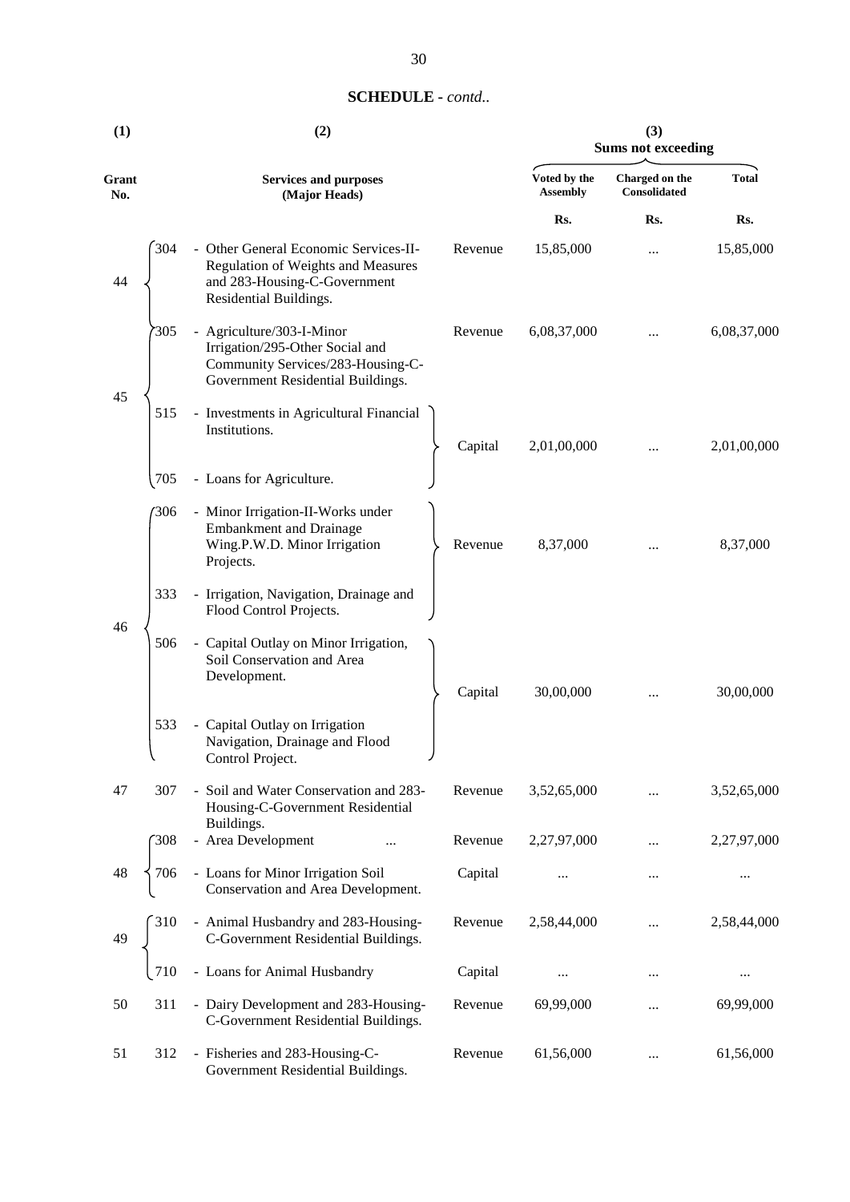## SCHEDULE - *contd..*

| (1) | | (2) | | (3) Sums not exceeding | | |
|---|---|---|---|---|---|---|
| Grant No. | | Services and purposes (Major Heads) | | Voted by the Assembly | Charged on the Consolidated | Total |
| | | | | Rs. | Rs. | Rs. |
| 44 | 304 | - Other General Economic Services-II-Regulation of Weights and Measures and 283-Housing-C-Government Residential Buildings. | Revenue | 15,85,000 | ... | 15,85,000 |
| 45 | 305 | - Agriculture/303-I-Minor Irrigation/295-Other Social and Community Services/283-Housing-C-Government Residential Buildings. | Revenue | 6,08,37,000 | ... | 6,08,37,000 |
| | 515 | - Investments in Agricultural Financial Institutions. | Capital | 2,01,00,000 | ... | 2,01,00,000 |
| | 705 | - Loans for Agriculture. | | | | |
| 46 | 306 | - Minor Irrigation-II-Works under Embankment and Drainage Wing.P.W.D. Minor Irrigation Projects. | Revenue | 8,37,000 | ... | 8,37,000 |
| | 333 | - Irrigation, Navigation, Drainage and Flood Control Projects. | | | | |
| | 506 | - Capital Outlay on Minor Irrigation, Soil Conservation and Area Development. | Capital | 30,00,000 | ... | 30,00,000 |
| | 533 | - Capital Outlay on Irrigation Navigation, Drainage and Flood Control Project. | | | | |
| 47 | 307 | - Soil and Water Conservation and 283-Housing-C-Government Residential Buildings. | Revenue | 3,52,65,000 | ... | 3,52,65,000 |
| 48 | 308 | - Area Development ... | Revenue | 2,27,97,000 | ... | 2,27,97,000 |
| | 706 | - Loans for Minor Irrigation Soil Conservation and Area Development. | Capital | ... | ... | ... |
| 49 | 310 | - Animal Husbandry and 283-Housing-C-Government Residential Buildings. | Revenue | 2,58,44,000 | ... | 2,58,44,000 |
| | 710 | - Loans for Animal Husbandry | Capital | ... | ... | ... |
| 50 | 311 | - Dairy Development and 283-Housing-C-Government Residential Buildings. | Revenue | 69,99,000 | ... | 69,99,000 |
| 51 | 312 | - Fisheries and 283-Housing-C-Government Residential Buildings. | Revenue | 61,56,000 | ... | 61,56,000 |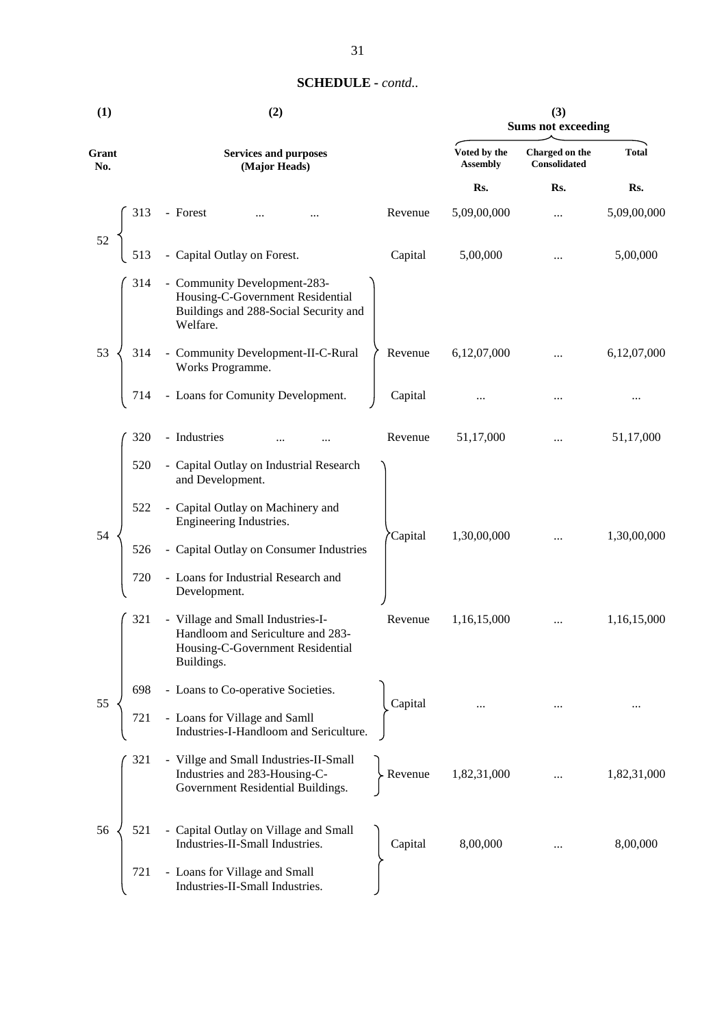**SCHEDULE** - *contd..*

| (1) | | (2) | | (3) Sums not exceeding | | |
|---|---|---|---|---|---|---|
| Grant No. | | Services and purposes (Major Heads) | | Voted by the Assembly | Charged on the Consolidated | Total |
| | | | | Rs. | Rs. | Rs. |
| 52 | 313 | - Forest ... ... | Revenue | 5,09,00,000 | ... | 5,09,00,000 |
| | 513 | - Capital Outlay on Forest. | Capital | 5,00,000 | ... | 5,00,000 |
| 53 | 314 | - Community Development-283-Housing-C-Government Residential Buildings and 288-Social Security and Welfare. | Revenue | 6,12,07,000 | ... | 6,12,07,000 |
| | 314 | - Community Development-II-C-Rural Works Programme. | | | | |
| | 714 | - Loans for Comunity Development. | Capital | ... | ... | ... |
| 54 | 320 | - Industries ... ... | Revenue | 51,17,000 | ... | 51,17,000 |
| | 520 | - Capital Outlay on Industrial Research and Development. | Capital | 1,30,00,000 | ... | 1,30,00,000 |
| | 522 | - Capital Outlay on Machinery and Engineering Industries. | | | | |
| | 526 | - Capital Outlay on Consumer Industries | | | | |
| | 720 | - Loans for Industrial Research and Development. | | | | |
| 55 | 321 | - Village and Small Industries-I-Handloom and Sericulture and 283-Housing-C-Government Residential Buildings. | Revenue | 1,16,15,000 | ... | 1,16,15,000 |
| | 698 | - Loans to Co-operative Societies. | Capital | ... | ... | ... |
| | 721 | - Loans for Village and Samll Industries-I-Handloom and Sericulture. | | | | |
| 56 | 321 | - Villge and Small Industries-II-Small Industries and 283-Housing-C-Government Residential Buildings. | Revenue | 1,82,31,000 | ... | 1,82,31,000 |
| | 521 | - Capital Outlay on Village and Small Industries-II-Small Industries. | Capital | 8,00,000 | ... | 8,00,000 |
| | 721 | - Loans for Village and Small Industries-II-Small Industries. | | | | |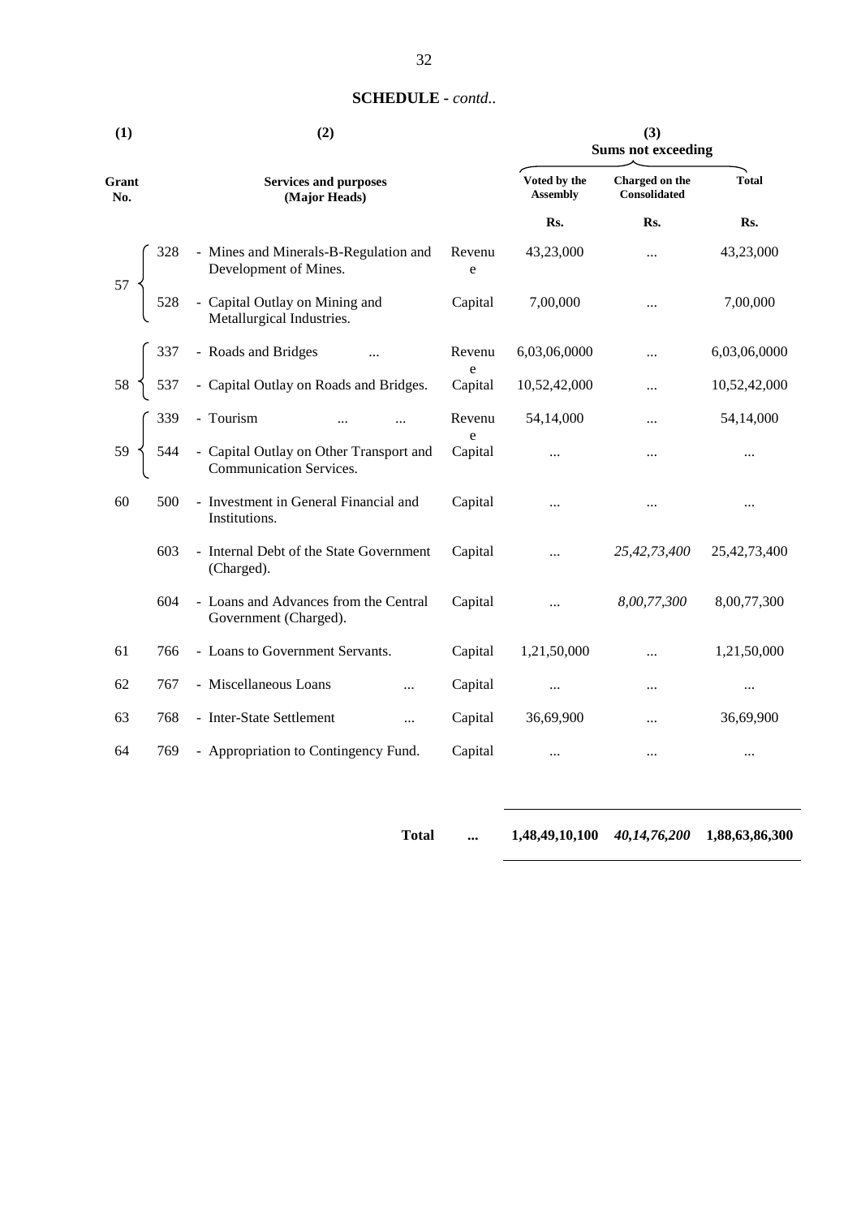## SCHEDULE - *contd..*

| (1) | | (2) | | (3) Sums not exceeding | | |
|---|---|---|---|---|---|---|
| Grant No. | | Services and purposes (Major Heads) | | Voted by the Assembly | Charged on the Consolidated | Total |
| | | | | Rs. | Rs. | Rs. |
| 57 | 328 | - Mines and Minerals-B-Regulation and Development of Mines. | Revenue | 43,23,000 | ... | 43,23,000 |
| | 528 | - Capital Outlay on Mining and Metallurgical Industries. | Capital | 7,00,000 | ... | 7,00,000 |
| 58 | 337 | - Roads and Bridges ... | Revenue | 6,03,06,0000 | ... | 6,03,06,0000 |
| | 537 | - Capital Outlay on Roads and Bridges. | Capital | 10,52,42,000 | ... | 10,52,42,000 |
| 59 | 339 | - Tourism ... ... | Revenue | 54,14,000 | ... | 54,14,000 |
| | 544 | - Capital Outlay on Other Transport and Communication Services. | Capital | ... | ... | ... |
| 60 | 500 | - Investment in General Financial and Institutions. | Capital | ... | ... | ... |
| | 603 | - Internal Debt of the State Government (Charged). | Capital | ... | *25,42,73,400* | 25,42,73,400 |
| | 604 | - Loans and Advances from the Central Government (Charged). | Capital | ... | *8,00,77,300* | 8,00,77,300 |
| 61 | 766 | - Loans to Government Servants. | Capital | 1,21,50,000 | ... | 1,21,50,000 |
| 62 | 767 | - Miscellaneous Loans ... | Capital | ... | ... | ... |
| 63 | 768 | - Inter-State Settlement ... | Capital | 36,69,900 | ... | 36,69,900 |
| 64 | 769 | - Appropriation to Contingency Fund. | Capital | ... | ... | ... |
| | | **Total** | **...** | **1,48,49,10,100** | ***40,14,76,200*** | **1,88,63,86,300** |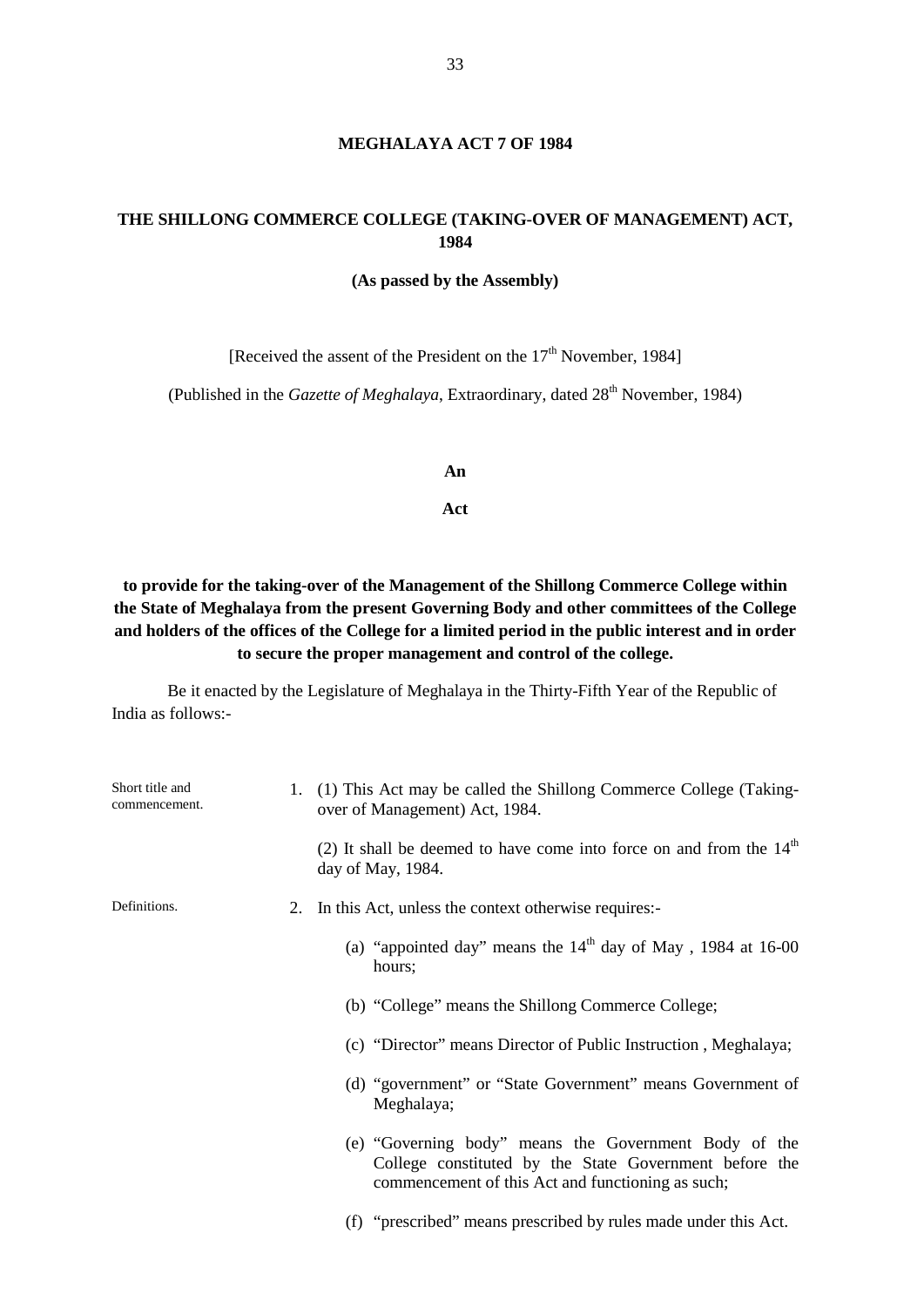# MEGHALAYA ACT 7 OF 1984

## THE SHILLONG COMMERCE COLLEGE (TAKING-OVER OF MANAGEMENT) ACT, 1984

**(As passed by the Assembly)**

[Received the assent of the President on the 17th November, 1984]

(Published in the *Gazette of Meghalaya*, Extraordinary, dated 28th November, 1984)

**An**

**Act**

**to provide for the taking-over of the Management of the Shillong Commerce College within the State of Meghalaya from the present Governing Body and other committees of the College and holders of the offices of the College for a limited period in the public interest and in order to secure the proper management and control of the college.**

Be it enacted by the Legislature of Meghalaya in the Thirty-Fifth Year of the Republic of India as follows:-

Short title and commencement.

1. (1) This Act may be called the Shillong Commerce College (Taking-over of Management) Act, 1984.

(2) It shall be deemed to have come into force on and from the 14th day of May, 1984.

Definitions.

2. In this Act, unless the context otherwise requires:-

(a) "appointed day" means the 14th day of May , 1984 at 16-00 hours;

(b) "College" means the Shillong Commerce College;

(c) "Director" means Director of Public Instruction , Meghalaya;

(d) "government" or "State Government" means Government of Meghalaya;

(e) "Governing body" means the Government Body of the College constituted by the State Government before the commencement of this Act and functioning as such;

(f) "prescribed" means prescribed by rules made under this Act.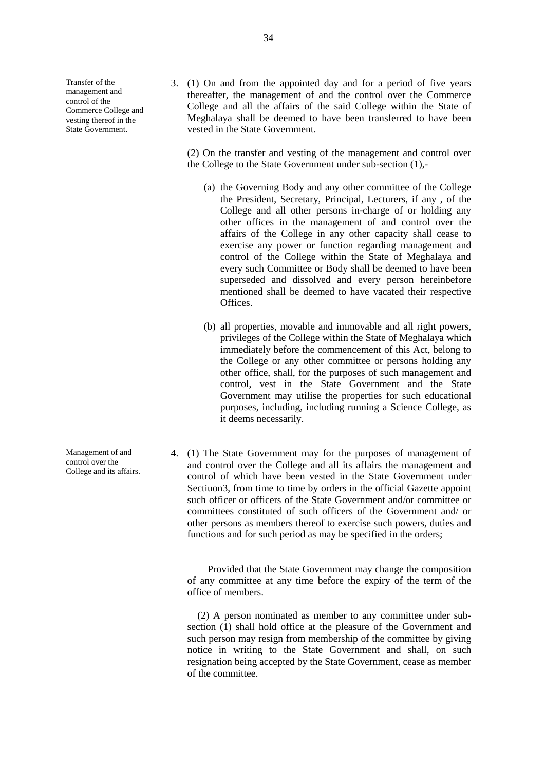Transfer of the management and control of the Commerce College and vesting thereof in the State Government.

3. (1) On and from the appointed day and for a period of five years thereafter, the management of and the control over the Commerce College and all the affairs of the said College within the State of Meghalaya shall be deemed to have been transferred to have been vested in the State Government.

(2) On the transfer and vesting of the management and control over the College to the State Government under sub-section (1),-

(a) the Governing Body and any other committee of the College the President, Secretary, Principal, Lecturers, if any , of the College and all other persons in-charge of or holding any other offices in the management of and control over the affairs of the College in any other capacity shall cease to exercise any power or function regarding management and control of the College within the State of Meghalaya and every such Committee or Body shall be deemed to have been superseded and dissolved and every person hereinbefore mentioned shall be deemed to have vacated their respective Offices.

(b) all properties, movable and immovable and all right powers, privileges of the College within the State of Meghalaya which immediately before the commencement of this Act, belong to the College or any other committee or persons holding any other office, shall, for the purposes of such management and control, vest in the State Government and the State Government may utilise the properties for such educational purposes, including, including running a Science College, as it deems necessarily.

Management of and control over the College and its affairs.

4. (1) The State Government may for the purposes of management of and control over the College and all its affairs the management and control of which have been vested in the State Government under Sectiuon3, from time to time by orders in the official Gazette appoint such officer or officers of the State Government and/or committee or committees constituted of such officers of the Government and/ or other persons as members thereof to exercise such powers, duties and functions and for such period as may be specified in the orders;

Provided that the State Government may change the composition of any committee at any time before the expiry of the term of the office of members.

(2) A person nominated as member to any committee under sub-section (1) shall hold office at the pleasure of the Government and such person may resign from membership of the committee by giving notice in writing to the State Government and shall, on such resignation being accepted by the State Government, cease as member of the committee.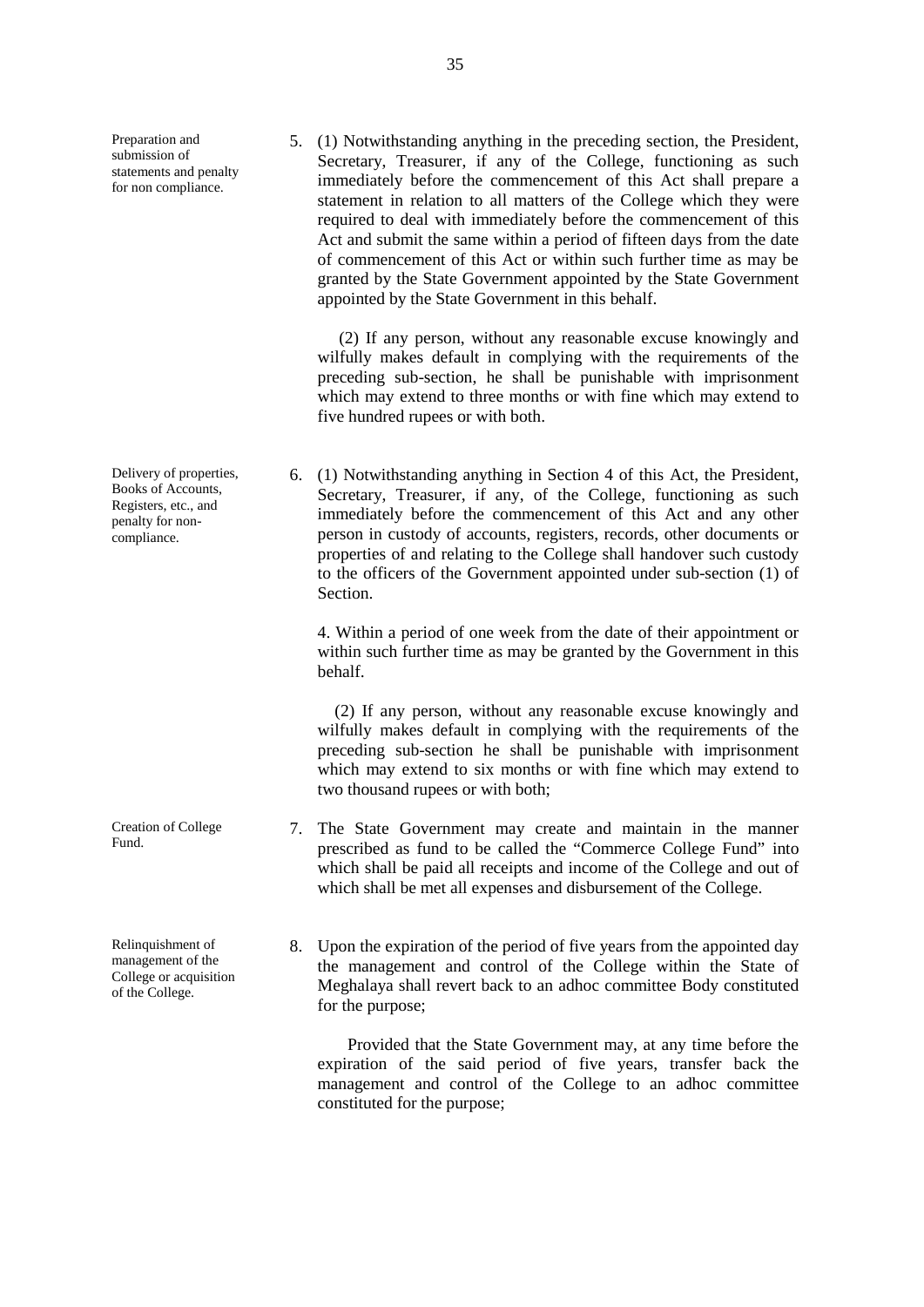Preparation and submission of statements and penalty for non compliance.

5. (1) Notwithstanding anything in the preceding section, the President, Secretary, Treasurer, if any of the College, functioning as such immediately before the commencement of this Act shall prepare a statement in relation to all matters of the College which they were required to deal with immediately before the commencement of this Act and submit the same within a period of fifteen days from the date of commencement of this Act or within such further time as may be granted by the State Government appointed by the State Government appointed by the State Government in this behalf.

(2) If any person, without any reasonable excuse knowingly and wilfully makes default in complying with the requirements of the preceding sub-section, he shall be punishable with imprisonment which may extend to three months or with fine which may extend to five hundred rupees or with both.

Delivery of properties, Books of Accounts, Registers, etc., and penalty for non-compliance.

6. (1) Notwithstanding anything in Section 4 of this Act, the President, Secretary, Treasurer, if any, of the College, functioning as such immediately before the commencement of this Act and any other person in custody of accounts, registers, records, other documents or properties of and relating to the College shall handover such custody to the officers of the Government appointed under sub-section (1) of Section.

4. Within a period of one week from the date of their appointment or within such further time as may be granted by the Government in this behalf.

(2) If any person, without any reasonable excuse knowingly and wilfully makes default in complying with the requirements of the preceding sub-section he shall be punishable with imprisonment which may extend to six months or with fine which may extend to two thousand rupees or with both;

Creation of College Fund.

7. The State Government may create and maintain in the manner prescribed as fund to be called the "Commerce College Fund" into which shall be paid all receipts and income of the College and out of which shall be met all expenses and disbursement of the College.

Relinquishment of management of the College or acquisition of the College.

8. Upon the expiration of the period of five years from the appointed day the management and control of the College within the State of Meghalaya shall revert back to an adhoc committee Body constituted for the purpose;

Provided that the State Government may, at any time before the expiration of the said period of five years, transfer back the management and control of the College to an adhoc committee constituted for the purpose;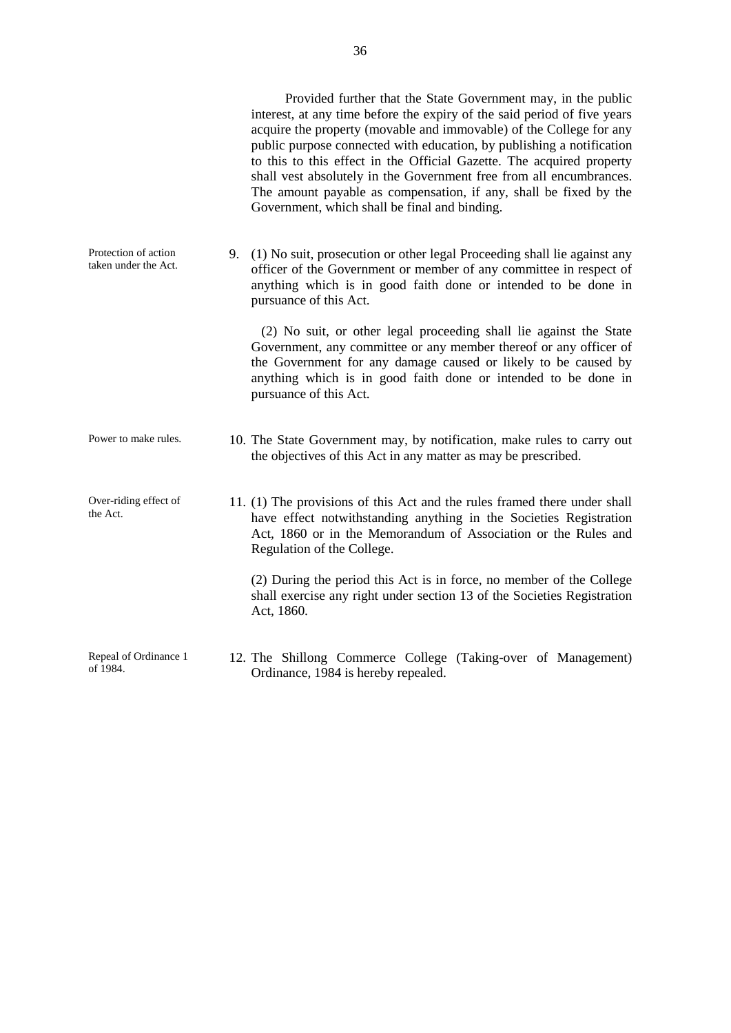Provided further that the State Government may, in the public interest, at any time before the expiry of the said period of five years acquire the property (movable and immovable) of the College for any public purpose connected with education, by publishing a notification to this to this effect in the Official Gazette. The acquired property shall vest absolutely in the Government free from all encumbrances. The amount payable as compensation, if any, shall be fixed by the Government, which shall be final and binding.

*Protection of action taken under the Act.*

9. (1) No suit, prosecution or other legal Proceeding shall lie against any officer of the Government or member of any committee in respect of anything which is in good faith done or intended to be done in pursuance of this Act.

(2) No suit, or other legal proceeding shall lie against the State Government, any committee or any member thereof or any officer of the Government for any damage caused or likely to be caused by anything which is in good faith done or intended to be done in pursuance of this Act.

*Power to make rules.*

10. The State Government may, by notification, make rules to carry out the objectives of this Act in any matter as may be prescribed.

*Over-riding effect of the Act.*

11. (1) The provisions of this Act and the rules framed there under shall have effect notwithstanding anything in the Societies Registration Act, 1860 or in the Memorandum of Association or the Rules and Regulation of the College.

(2) During the period this Act is in force, no member of the College shall exercise any right under section 13 of the Societies Registration Act, 1860.

*Repeal of Ordinance 1 of 1984.*

12. The Shillong Commerce College (Taking-over of Management) Ordinance, 1984 is hereby repealed.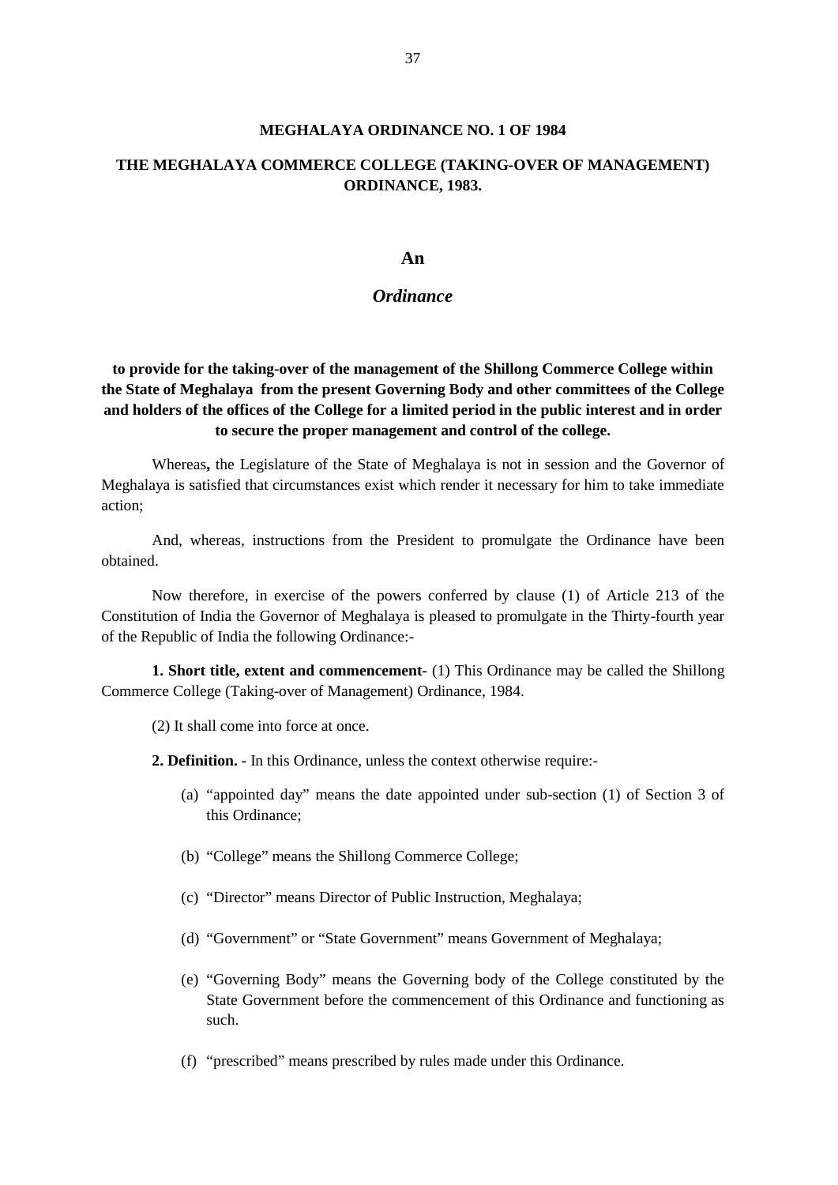## MEGHALAYA ORDINANCE NO. 1 OF 1984

## THE MEGHALAYA COMMERCE COLLEGE (TAKING-OVER OF MANAGEMENT) ORDINANCE, 1983.

### An

### *Ordinance*

**to provide for the taking-over of the management of the Shillong Commerce College within the State of Meghalaya from the present Governing Body and other committees of the College and holders of the offices of the College for a limited period in the public interest and in order to secure the proper management and control of the college.**

Whereas**,** the Legislature of the State of Meghalaya is not in session and the Governor of Meghalaya is satisfied that circumstances exist which render it necessary for him to take immediate action;

And, whereas, instructions from the President to promulgate the Ordinance have been obtained.

Now therefore, in exercise of the powers conferred by clause (1) of Article 213 of the Constitution of India the Governor of Meghalaya is pleased to promulgate in the Thirty-fourth year of the Republic of India the following Ordinance:-

**1. Short title, extent and commencement-** (1) This Ordinance may be called the Shillong Commerce College (Taking-over of Management) Ordinance, 1984.

(2) It shall come into force at once.

**2. Definition. -** In this Ordinance, unless the context otherwise require:-

(a) "appointed day" means the date appointed under sub-section (1) of Section 3 of this Ordinance;

(b) "College" means the Shillong Commerce College;

(c) "Director" means Director of Public Instruction, Meghalaya;

(d) "Government" or "State Government" means Government of Meghalaya;

(e) "Governing Body" means the Governing body of the College constituted by the State Government before the commencement of this Ordinance and functioning as such.

(f) "prescribed" means prescribed by rules made under this Ordinance.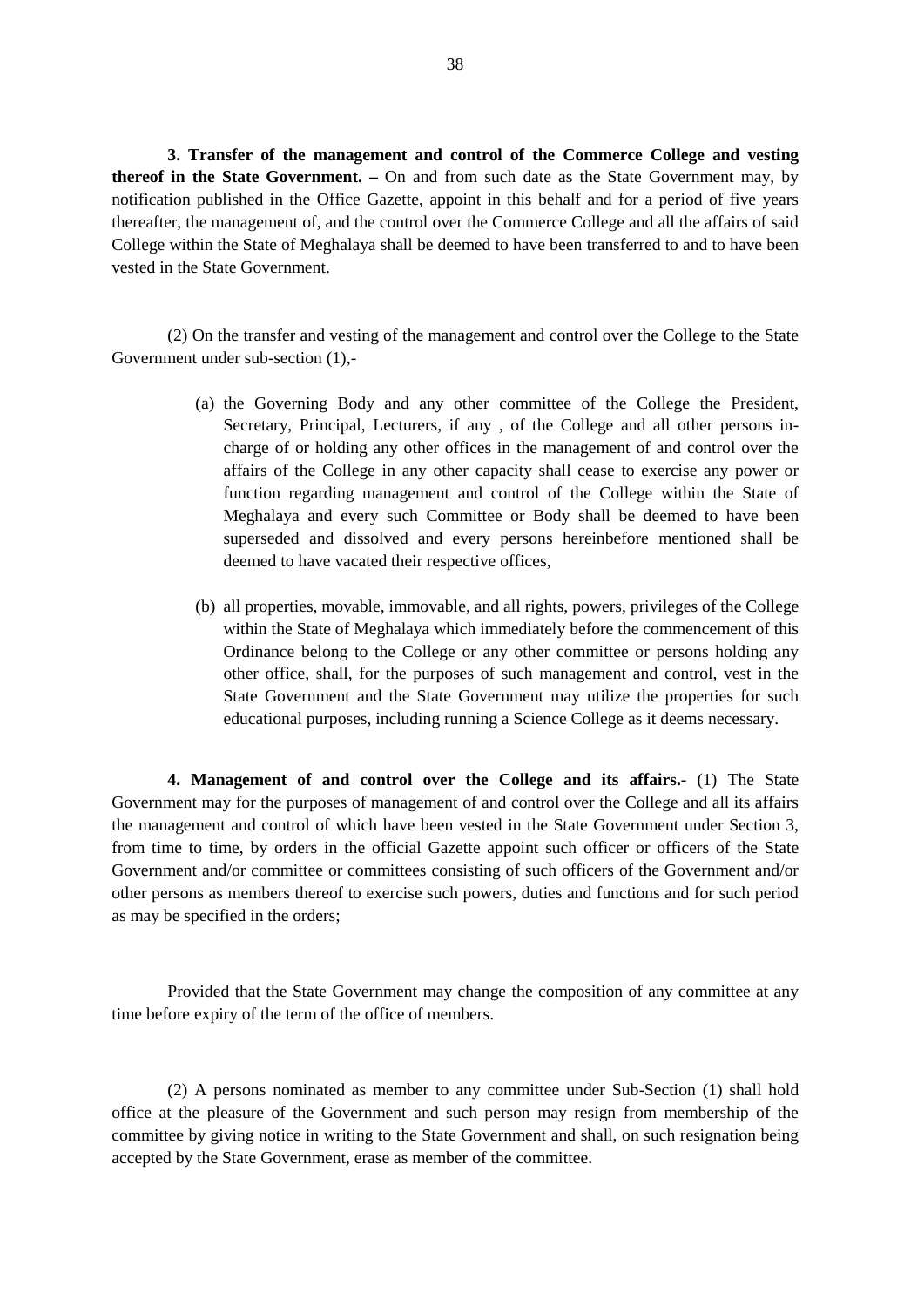**3. Transfer of the management and control of the Commerce College and vesting thereof in the State Government. –** On and from such date as the State Government may, by notification published in the Office Gazette, appoint in this behalf and for a period of five years thereafter, the management of, and the control over the Commerce College and all the affairs of said College within the State of Meghalaya shall be deemed to have been transferred to and to have been vested in the State Government.

(2) On the transfer and vesting of the management and control over the College to the State Government under sub-section (1),-

(a) the Governing Body and any other committee of the College the President, Secretary, Principal, Lecturers, if any , of the College and all other persons in-charge of or holding any other offices in the management of and control over the affairs of the College in any other capacity shall cease to exercise any power or function regarding management and control of the College within the State of Meghalaya and every such Committee or Body shall be deemed to have been superseded and dissolved and every persons hereinbefore mentioned shall be deemed to have vacated their respective offices,

(b) all properties, movable, immovable, and all rights, powers, privileges of the College within the State of Meghalaya which immediately before the commencement of this Ordinance belong to the College or any other committee or persons holding any other office, shall, for the purposes of such management and control, vest in the State Government and the State Government may utilize the properties for such educational purposes, including running a Science College as it deems necessary.

**4. Management of and control over the College and its affairs.-** (1) The State Government may for the purposes of management of and control over the College and all its affairs the management and control of which have been vested in the State Government under Section 3, from time to time, by orders in the official Gazette appoint such officer or officers of the State Government and/or committee or committees consisting of such officers of the Government and/or other persons as members thereof to exercise such powers, duties and functions and for such period as may be specified in the orders;

Provided that the State Government may change the composition of any committee at any time before expiry of the term of the office of members.

(2) A persons nominated as member to any committee under Sub-Section (1) shall hold office at the pleasure of the Government and such person may resign from membership of the committee by giving notice in writing to the State Government and shall, on such resignation being accepted by the State Government, erase as member of the committee.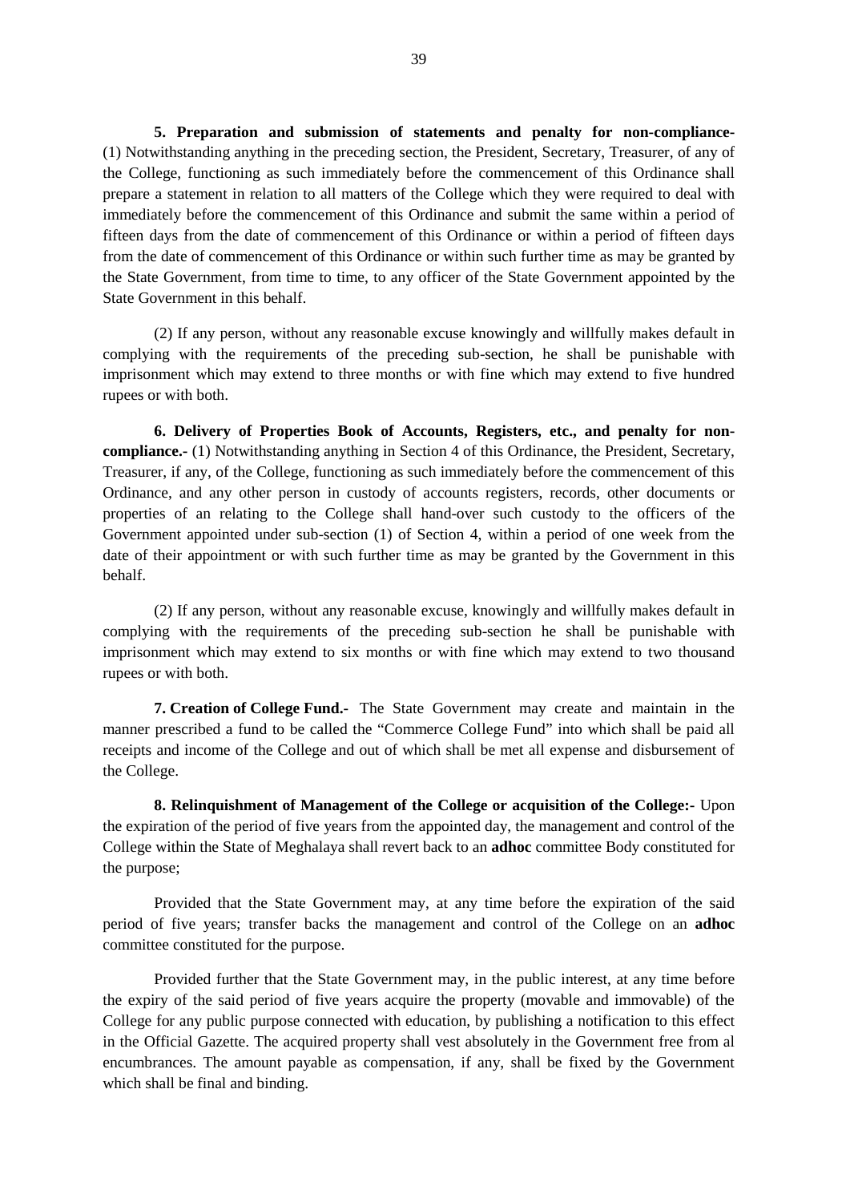**5. Preparation and submission of statements and penalty for non-compliance-** (1) Notwithstanding anything in the preceding section, the President, Secretary, Treasurer, of any of the College, functioning as such immediately before the commencement of this Ordinance shall prepare a statement in relation to all matters of the College which they were required to deal with immediately before the commencement of this Ordinance and submit the same within a period of fifteen days from the date of commencement of this Ordinance or within a period of fifteen days from the date of commencement of this Ordinance or within such further time as may be granted by the State Government, from time to time, to any officer of the State Government appointed by the State Government in this behalf.

(2) If any person, without any reasonable excuse knowingly and willfully makes default in complying with the requirements of the preceding sub-section, he shall be punishable with imprisonment which may extend to three months or with fine which may extend to five hundred rupees or with both.

**6. Delivery of Properties Book of Accounts, Registers, etc., and penalty for non-compliance.-** (1) Notwithstanding anything in Section 4 of this Ordinance, the President, Secretary, Treasurer, if any, of the College, functioning as such immediately before the commencement of this Ordinance, and any other person in custody of accounts registers, records, other documents or properties of an relating to the College shall hand-over such custody to the officers of the Government appointed under sub-section (1) of Section 4, within a period of one week from the date of their appointment or with such further time as may be granted by the Government in this behalf.

(2) If any person, without any reasonable excuse, knowingly and willfully makes default in complying with the requirements of the preceding sub-section he shall be punishable with imprisonment which may extend to six months or with fine which may extend to two thousand rupees or with both.

**7. Creation of College Fund.-** The State Government may create and maintain in the manner prescribed a fund to be called the "Commerce College Fund" into which shall be paid all receipts and income of the College and out of which shall be met all expense and disbursement of the College.

**8. Relinquishment of Management of the College or acquisition of the College:-** Upon the expiration of the period of five years from the appointed day, the management and control of the College within the State of Meghalaya shall revert back to an **adhoc** committee Body constituted for the purpose;

Provided that the State Government may, at any time before the expiration of the said period of five years; transfer backs the management and control of the College on an **adhoc** committee constituted for the purpose.

Provided further that the State Government may, in the public interest, at any time before the expiry of the said period of five years acquire the property (movable and immovable) of the College for any public purpose connected with education, by publishing a notification to this effect in the Official Gazette. The acquired property shall vest absolutely in the Government free from al encumbrances. The amount payable as compensation, if any, shall be fixed by the Government which shall be final and binding.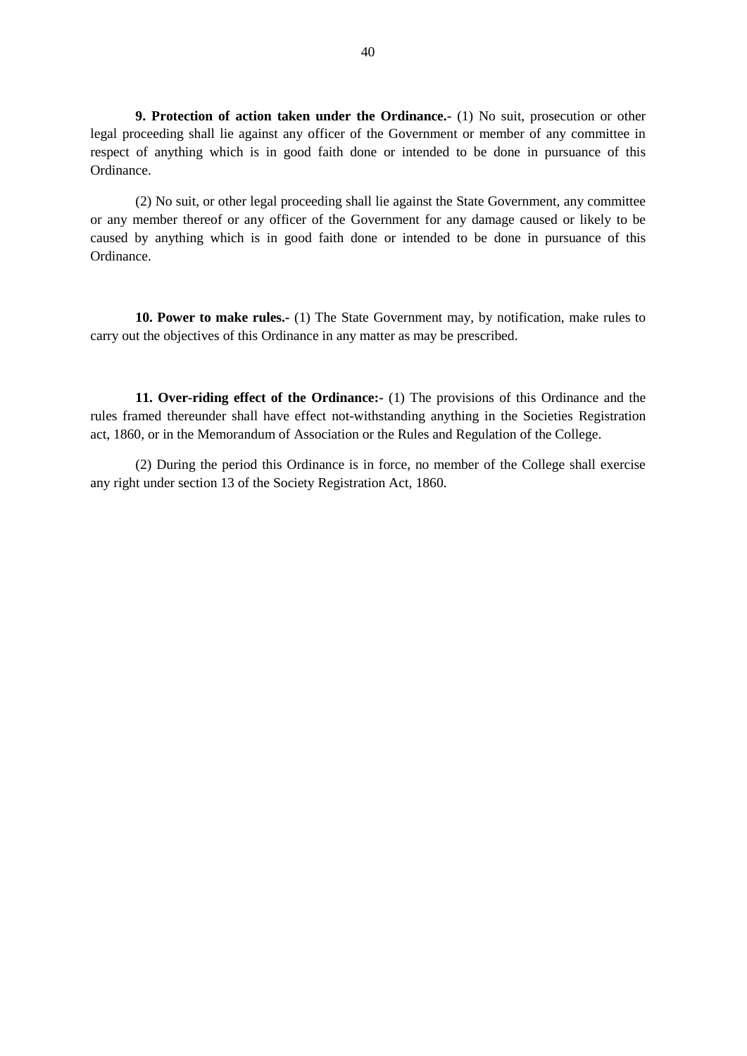**9. Protection of action taken under the Ordinance.-** (1) No suit, prosecution or other legal proceeding shall lie against any officer of the Government or member of any committee in respect of anything which is in good faith done or intended to be done in pursuance of this Ordinance.

(2) No suit, or other legal proceeding shall lie against the State Government, any committee or any member thereof or any officer of the Government for any damage caused or likely to be caused by anything which is in good faith done or intended to be done in pursuance of this Ordinance.

**10. Power to make rules.-** (1) The State Government may, by notification, make rules to carry out the objectives of this Ordinance in any matter as may be prescribed.

**11. Over-riding effect of the Ordinance:-** (1) The provisions of this Ordinance and the rules framed thereunder shall have effect not-withstanding anything in the Societies Registration act, 1860, or in the Memorandum of Association or the Rules and Regulation of the College.

(2) During the period this Ordinance is in force, no member of the College shall exercise any right under section 13 of the Society Registration Act, 1860.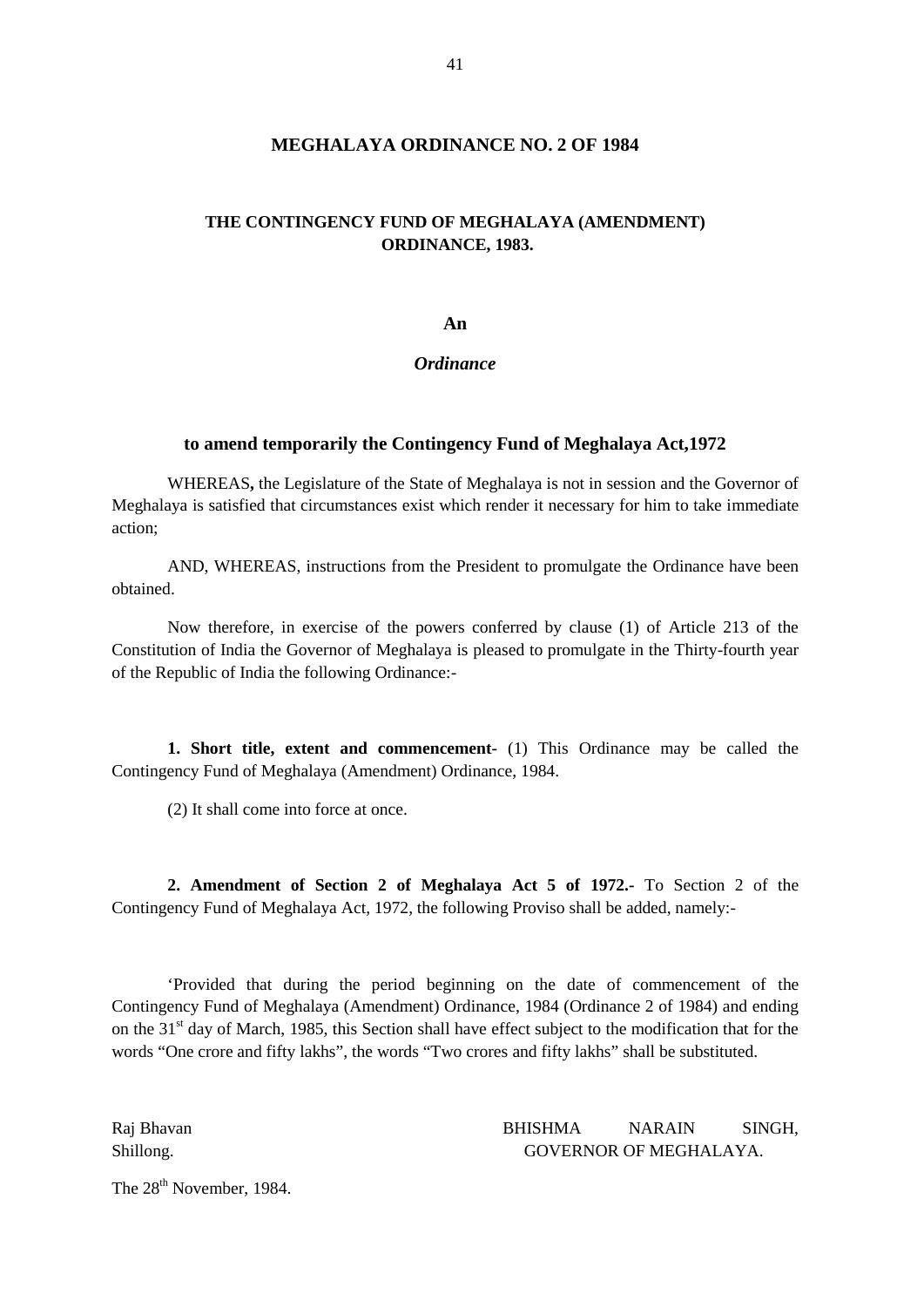# MEGHALAYA ORDINANCE NO. 2 OF 1984

## THE CONTINGENCY FUND OF MEGHALAYA (AMENDMENT) ORDINANCE, 1983.

**An**

***Ordinance***

**to amend temporarily the Contingency Fund of Meghalaya Act,1972**

WHEREAS**,** the Legislature of the State of Meghalaya is not in session and the Governor of Meghalaya is satisfied that circumstances exist which render it necessary for him to take immediate action;

AND, WHEREAS, instructions from the President to promulgate the Ordinance have been obtained.

Now therefore, in exercise of the powers conferred by clause (1) of Article 213 of the Constitution of India the Governor of Meghalaya is pleased to promulgate in the Thirty-fourth year of the Republic of India the following Ordinance:-

**1. Short title, extent and commencement**- (1) This Ordinance may be called the Contingency Fund of Meghalaya (Amendment) Ordinance, 1984.

(2) It shall come into force at once.

**2. Amendment of Section 2 of Meghalaya Act 5 of 1972.-** To Section 2 of the Contingency Fund of Meghalaya Act, 1972, the following Proviso shall be added, namely:-

'Provided that during the period beginning on the date of commencement of the Contingency Fund of Meghalaya (Amendment) Ordinance, 1984 (Ordinance 2 of 1984) and ending on the 31st day of March, 1985, this Section shall have effect subject to the modification that for the words "One crore and fifty lakhs", the words "Two crores and fifty lakhs" shall be substituted.

Raj Bhavan
Shillong.

BHISHMA NARAIN SINGH,
GOVERNOR OF MEGHALAYA.

The 28th November, 1984.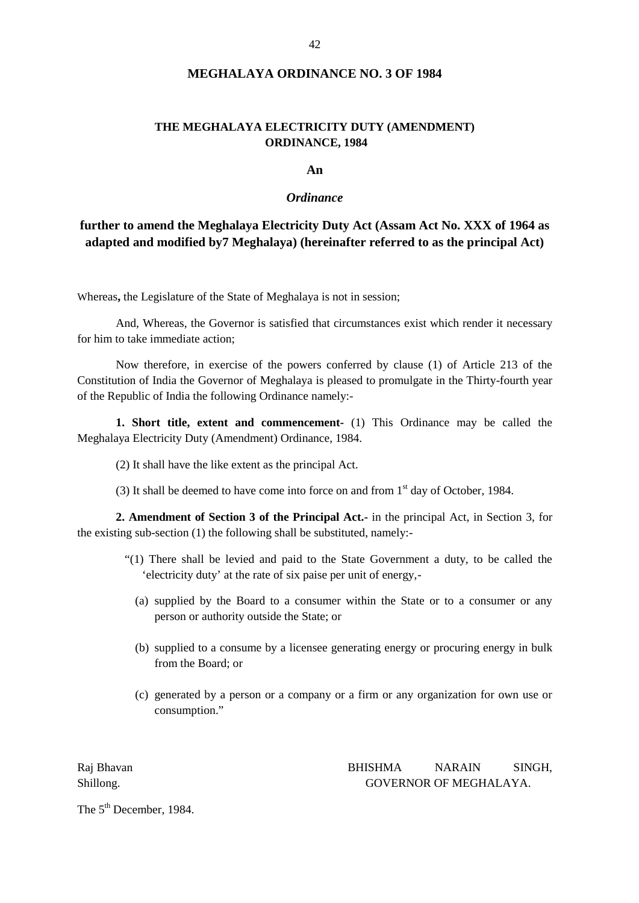# MEGHALAYA ORDINANCE NO. 3 OF 1984

## THE MEGHALAYA ELECTRICITY DUTY (AMENDMENT) ORDINANCE, 1984

**An**

***Ordinance***

**further to amend the Meghalaya Electricity Duty Act (Assam Act No. XXX of 1964 as adapted and modified by7 Meghalaya) (hereinafter referred to as the principal Act)**

Whereas**,** the Legislature of the State of Meghalaya is not in session;

And, Whereas, the Governor is satisfied that circumstances exist which render it necessary for him to take immediate action;

Now therefore, in exercise of the powers conferred by clause (1) of Article 213 of the Constitution of India the Governor of Meghalaya is pleased to promulgate in the Thirty-fourth year of the Republic of India the following Ordinance namely:-

**1. Short title, extent and commencement-** (1) This Ordinance may be called the Meghalaya Electricity Duty (Amendment) Ordinance, 1984.

(2) It shall have the like extent as the principal Act.

(3) It shall be deemed to have come into force on and from 1st day of October, 1984.

**2. Amendment of Section 3 of the Principal Act.-** in the principal Act, in Section 3, for the existing sub-section (1) the following shall be substituted, namely:-

"(1) There shall be levied and paid to the State Government a duty, to be called the 'electricity duty' at the rate of six paise per unit of energy,-

(a) supplied by the Board to a consumer within the State or to a consumer or any person or authority outside the State; or

(b) supplied to a consume by a licensee generating energy or procuring energy in bulk from the Board; or

(c) generated by a person or a company or a firm or any organization for own use or consumption."

Raj Bhavan
Shillong.

BHISHMA NARAIN SINGH,
GOVERNOR OF MEGHALAYA.

The 5th December, 1984.